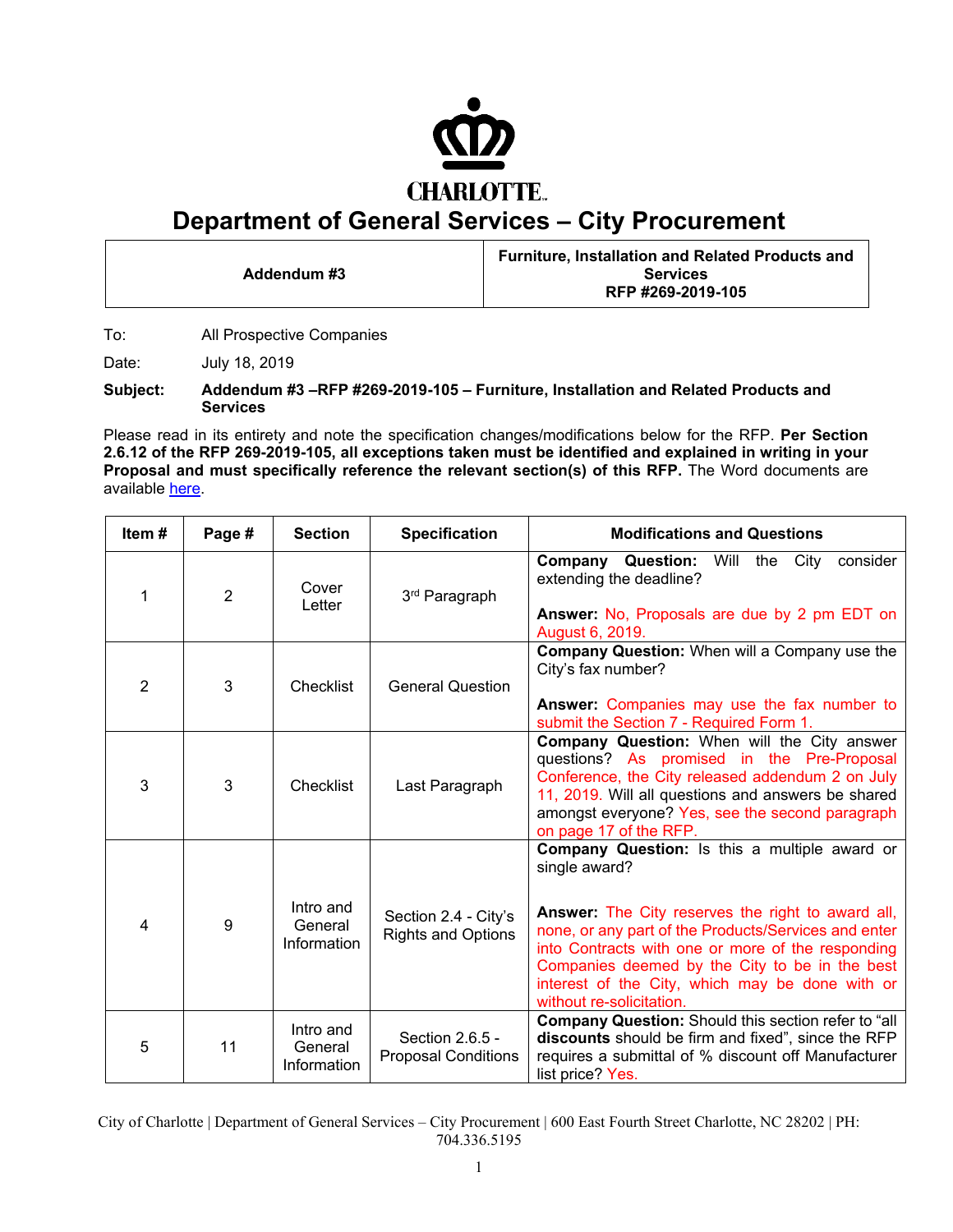CHARLOTTE

# Department of General Services – City Procurement

| Addendum #3 | Furniture, Installation and Related Products and Services<br>RFP #269-2019-105 |
|---|---|

To: All Prospective Companies

Date: July 18, 2019

**Subject:** **Addendum #3 –RFP #269-2019-105 – Furniture, Installation and Related Products and Services**

Please read in its entirety and note the specification changes/modifications below for the RFP. **Per Section 2.6.12 of the RFP 269-2019-105, all exceptions taken must be identified and explained in writing in your Proposal and must specifically reference the relevant section(s) of this RFP.** The Word documents are available here.

| Item # | Page # | Section | Specification | Modifications and Questions |
|---|---|---|---|---|
| 1 | 2 | Cover Letter | 3rd Paragraph | **Company Question:** Will the City consider extending the deadline?<br><br>**Answer:** No, Proposals are due by 2 pm EDT on August 6, 2019. |
| 2 | 3 | Checklist | General Question | **Company Question:** When will a Company use the City's fax number?<br><br>**Answer:** Companies may use the fax number to submit the Section 7 - Required Form 1. |
| 3 | 3 | Checklist | Last Paragraph | **Company Question:** When will the City answer questions? As promised in the Pre-Proposal Conference, the City released addendum 2 on July 11, 2019. Will all questions and answers be shared amongst everyone? Yes, see the second paragraph on page 17 of the RFP. |
| 4 | 9 | Intro and General Information | Section 2.4 - City's Rights and Options | **Company Question:** Is this a multiple award or single award?<br><br>**Answer:** The City reserves the right to award all, none, or any part of the Products/Services and enter into Contracts with one or more of the responding Companies deemed by the City to be in the best interest of the City, which may be done with or without re-solicitation. |
| 5 | 11 | Intro and General Information | Section 2.6.5 - Proposal Conditions | **Company Question:** Should this section refer to "all **discounts** should be firm and fixed", since the RFP requires a submittal of % discount off Manufacturer list price? Yes. |

City of Charlotte | Department of General Services – City Procurement | 600 East Fourth Street Charlotte, NC 28202 | PH: 704.336.5195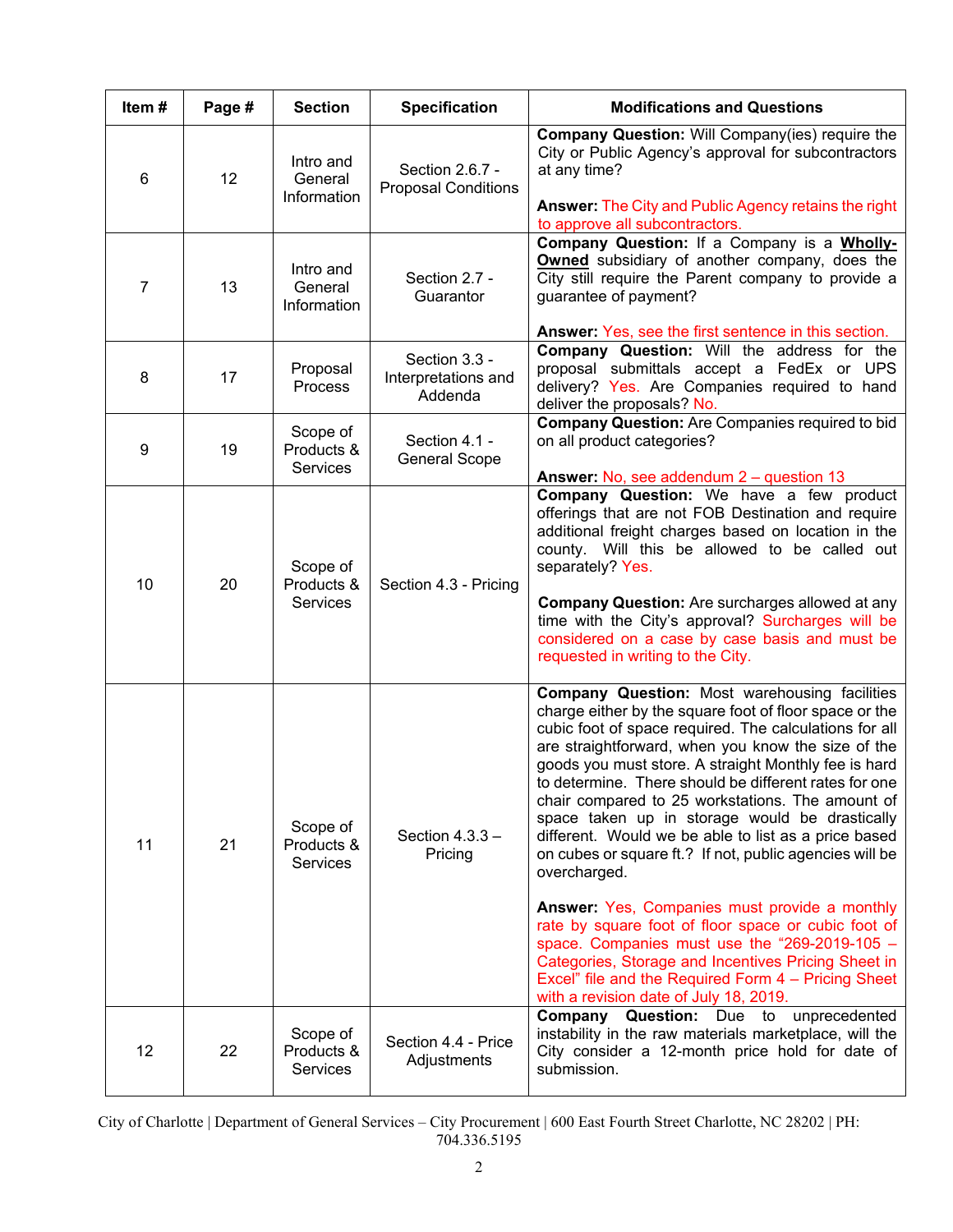| Item # | Page # | Section | Specification | Modifications and Questions |
|---|---|---|---|---|
| 6 | 12 | Intro and General Information | Section 2.6.7 - Proposal Conditions | **Company Question:** Will Company(ies) require the City or Public Agency's approval for subcontractors at any time?<br><br>**Answer:** The City and Public Agency retains the right to approve all subcontractors. |
| 7 | 13 | Intro and General Information | Section 2.7 - Guarantor | **Company Question:** If a Company is a **Wholly-Owned** subsidiary of another company, does the City still require the Parent company to provide a guarantee of payment?<br><br>**Answer:** Yes, see the first sentence in this section. |
| 8 | 17 | Proposal Process | Section 3.3 - Interpretations and Addenda | **Company Question:** Will the address for the proposal submittals accept a FedEx or UPS delivery? Yes. Are Companies required to hand deliver the proposals? No. |
| 9 | 19 | Scope of Products & Services | Section 4.1 - General Scope | **Company Question:** Are Companies required to bid on all product categories?<br><br>**Answer:** No, see addendum 2 – question 13 |
| 10 | 20 | Scope of Products & Services | Section 4.3 - Pricing | **Company Question:** We have a few product offerings that are not FOB Destination and require additional freight charges based on location in the county. Will this be allowed to be called out separately? Yes.<br><br>**Company Question:** Are surcharges allowed at any time with the City's approval? Surcharges will be considered on a case by case basis and must be requested in writing to the City. |
| 11 | 21 | Scope of Products & Services | Section 4.3.3 – Pricing | **Company Question:** Most warehousing facilities charge either by the square foot of floor space or the cubic foot of space required. The calculations for all are straightforward, when you know the size of the goods you must store. A straight Monthly fee is hard to determine. There should be different rates for one chair compared to 25 workstations. The amount of space taken up in storage would be drastically different. Would we be able to list as a price based on cubes or square ft.? If not, public agencies will be overcharged.<br><br>**Answer:** Yes, Companies must provide a monthly rate by square foot of floor space or cubic foot of space. Companies must use the "269-2019-105 – Categories, Storage and Incentives Pricing Sheet in Excel" file and the Required Form 4 – Pricing Sheet with a revision date of July 18, 2019. |
| 12 | 22 | Scope of Products & Services | Section 4.4 - Price Adjustments | **Company Question:** Due to unprecedented instability in the raw materials marketplace, will the City consider a 12-month price hold for date of submission. |

City of Charlotte | Department of General Services – City Procurement | 600 East Fourth Street Charlotte, NC 28202 | PH: 704.336.5195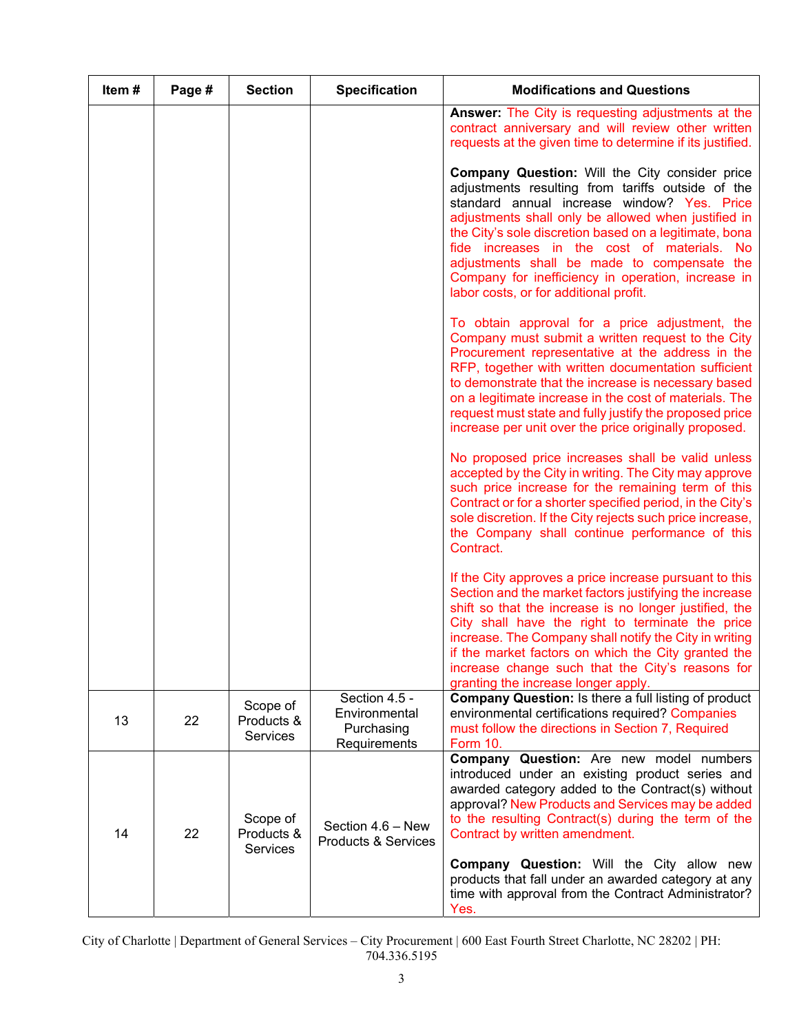| Item # | Page # | Section | Specification | Modifications and Questions |
|---|---|---|---|---|
| | | | | **Answer:** The City is requesting adjustments at the contract anniversary and will review other written requests at the given time to determine if its justified.<br><br>**Company Question:** Will the City consider price adjustments resulting from tariffs outside of the standard annual increase window? Yes. Price adjustments shall only be allowed when justified in the City's sole discretion based on a legitimate, bona fide increases in the cost of materials. No adjustments shall be made to compensate the Company for inefficiency in operation, increase in labor costs, or for additional profit.<br><br>To obtain approval for a price adjustment, the Company must submit a written request to the City Procurement representative at the address in the RFP, together with written documentation sufficient to demonstrate that the increase is necessary based on a legitimate increase in the cost of materials. The request must state and fully justify the proposed price increase per unit over the price originally proposed.<br><br>No proposed price increases shall be valid unless accepted by the City in writing. The City may approve such price increase for the remaining term of this Contract or for a shorter specified period, in the City's sole discretion. If the City rejects such price increase, the Company shall continue performance of this Contract.<br><br>If the City approves a price increase pursuant to this Section and the market factors justifying the increase shift so that the increase is no longer justified, the City shall have the right to terminate the price increase. The Company shall notify the City in writing if the market factors on which the City granted the increase change such that the City's reasons for granting the increase longer apply. |
| 13 | 22 | Scope of Products & Services | Section 4.5 - Environmental Purchasing Requirements | **Company Question:** Is there a full listing of product environmental certifications required? Companies must follow the directions in Section 7, Required Form 10. |
| 14 | 22 | Scope of Products & Services | Section 4.6 – New Products & Services | **Company Question:** Are new model numbers introduced under an existing product series and awarded category added to the Contract(s) without approval? New Products and Services may be added to the resulting Contract(s) during the term of the Contract by written amendment.<br><br>**Company Question:** Will the City allow new products that fall under an awarded category at any time with approval from the Contract Administrator? Yes. |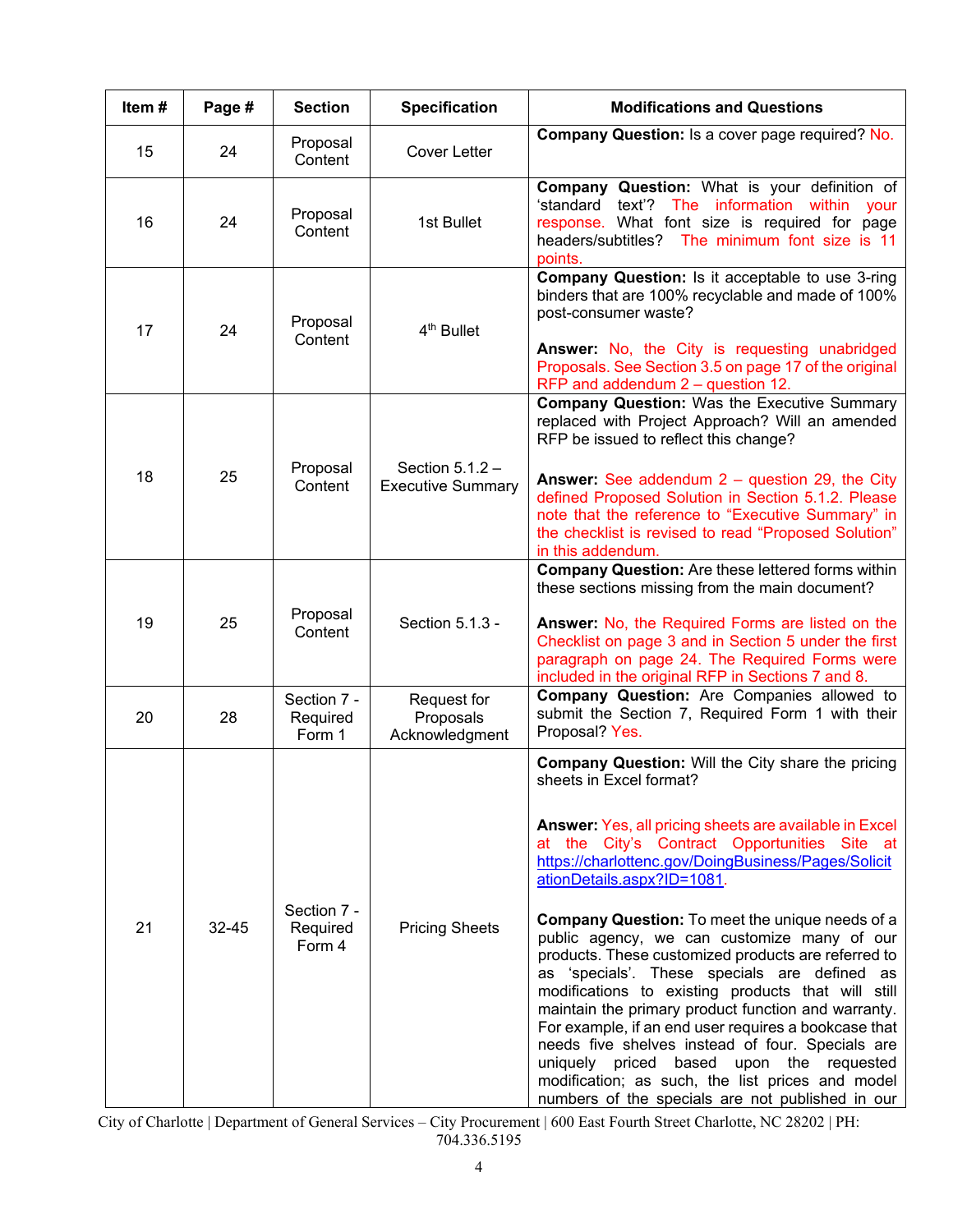| Item # | Page # | Section | Specification | Modifications and Questions |
|---|---|---|---|---|
| 15 | 24 | Proposal Content | Cover Letter | **Company Question:** Is a cover page required? No. |
| 16 | 24 | Proposal Content | 1st Bullet | **Company Question:** What is your definition of 'standard text'? The information within your response. What font size is required for page headers/subtitles? The minimum font size is 11 points. |
| 17 | 24 | Proposal Content | 4th Bullet | **Company Question:** Is it acceptable to use 3-ring binders that are 100% recyclable and made of 100% post-consumer waste?<br><br>**Answer:** No, the City is requesting unabridged Proposals. See Section 3.5 on page 17 of the original RFP and addendum 2 – question 12. |
| 18 | 25 | Proposal Content | Section 5.1.2 – Executive Summary | **Company Question:** Was the Executive Summary replaced with Project Approach? Will an amended RFP be issued to reflect this change?<br><br>**Answer:** See addendum 2 – question 29, the City defined Proposed Solution in Section 5.1.2. Please note that the reference to "Executive Summary" in the checklist is revised to read "Proposed Solution" in this addendum. |
| 19 | 25 | Proposal Content | Section 5.1.3 - | **Company Question:** Are these lettered forms within these sections missing from the main document?<br><br>**Answer:** No, the Required Forms are listed on the Checklist on page 3 and in Section 5 under the first paragraph on page 24. The Required Forms were included in the original RFP in Sections 7 and 8. |
| 20 | 28 | Section 7 - Required Form 1 | Request for Proposals Acknowledgment | **Company Question:** Are Companies allowed to submit the Section 7, Required Form 1 with their Proposal? Yes. |
| 21 | 32-45 | Section 7 - Required Form 4 | Pricing Sheets | **Company Question:** Will the City share the pricing sheets in Excel format?<br><br>**Answer:** Yes, all pricing sheets are available in Excel at the City's Contract Opportunities Site at https://charlottenc.gov/DoingBusiness/Pages/SolicitationDetails.aspx?ID=1081.<br><br>**Company Question:** To meet the unique needs of a public agency, we can customize many of our products. These customized products are referred to as 'specials'. These specials are defined as modifications to existing products that will still maintain the primary product function and warranty. For example, if an end user requires a bookcase that needs five shelves instead of four. Specials are uniquely priced based upon the requested modification; as such, the list prices and model numbers of the specials are not published in our |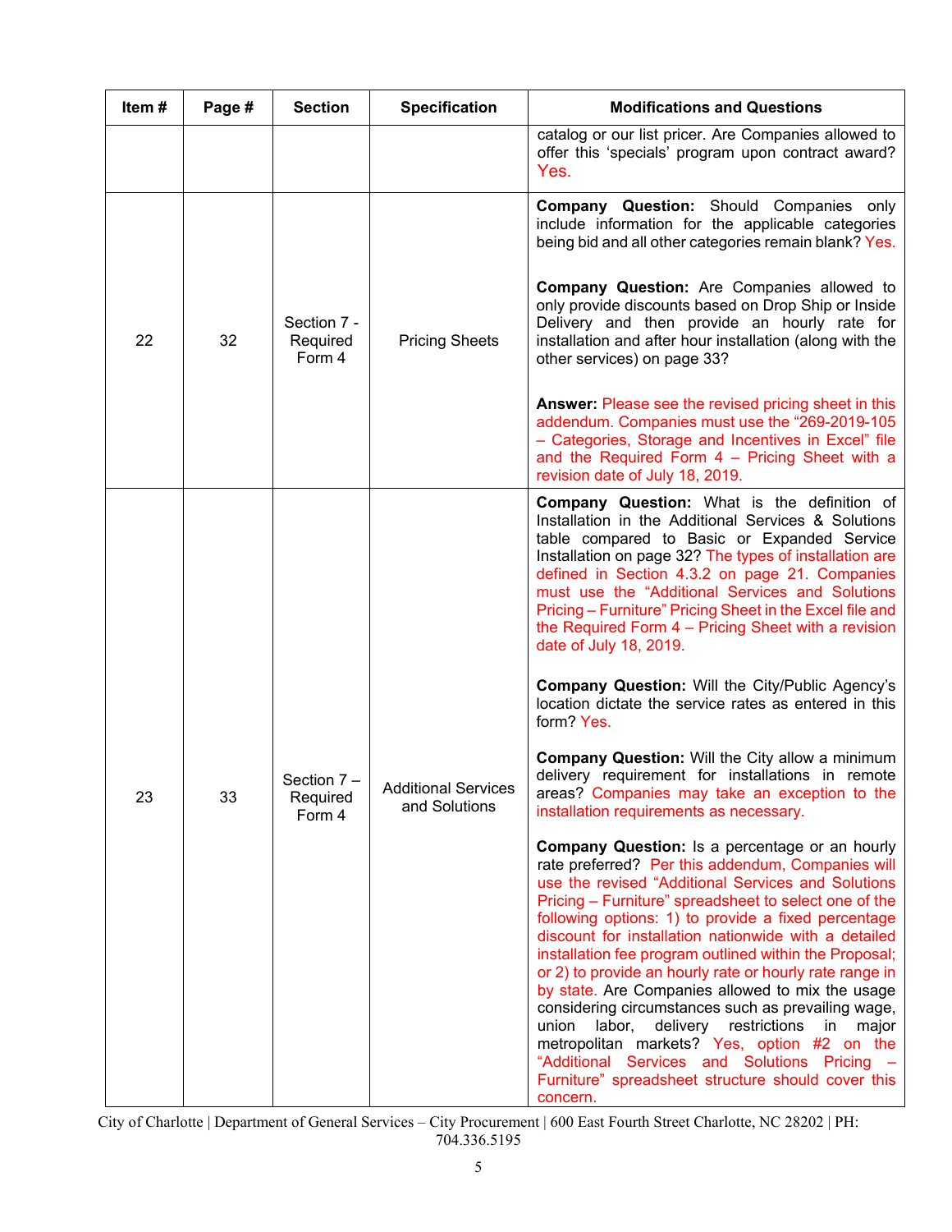| Item # | Page # | Section | Specification | Modifications and Questions |
|---|---|---|---|---|
| | | | | catalog or our list pricer. Are Companies allowed to offer this 'specials' program upon contract award? Yes. |
| 22 | 32 | Section 7 - Required Form 4 | Pricing Sheets | **Company Question:** Should Companies only include information for the applicable categories being bid and all other categories remain blank? Yes.<br><br>**Company Question:** Are Companies allowed to only provide discounts based on Drop Ship or Inside Delivery and then provide an hourly rate for installation and after hour installation (along with the other services) on page 33?<br><br>**Answer:** Please see the revised pricing sheet in this addendum. Companies must use the "269-2019-105 – Categories, Storage and Incentives in Excel" file and the Required Form 4 – Pricing Sheet with a revision date of July 18, 2019. |
| 23 | 33 | Section 7 – Required Form 4 | Additional Services and Solutions | **Company Question:** What is the definition of Installation in the Additional Services & Solutions table compared to Basic or Expanded Service Installation on page 32? The types of installation are defined in Section 4.3.2 on page 21. Companies must use the "Additional Services and Solutions Pricing – Furniture" Pricing Sheet in the Excel file and the Required Form 4 – Pricing Sheet with a revision date of July 18, 2019.<br><br>**Company Question:** Will the City/Public Agency's location dictate the service rates as entered in this form? Yes.<br><br>**Company Question:** Will the City allow a minimum delivery requirement for installations in remote areas? Companies may take an exception to the installation requirements as necessary.<br><br>**Company Question:** Is a percentage or an hourly rate preferred? Per this addendum, Companies will use the revised "Additional Services and Solutions Pricing – Furniture" spreadsheet to select one of the following options: 1) to provide a fixed percentage discount for installation nationwide with a detailed installation fee program outlined within the Proposal; or 2) to provide an hourly rate or hourly rate range in by state. Are Companies allowed to mix the usage considering circumstances such as prevailing wage, union labor, delivery restrictions in major metropolitan markets? Yes, option #2 on the "Additional Services and Solutions Pricing – Furniture" spreadsheet structure should cover this concern. |

City of Charlotte | Department of General Services – City Procurement | 600 East Fourth Street Charlotte, NC 28202 | PH: 704.336.5195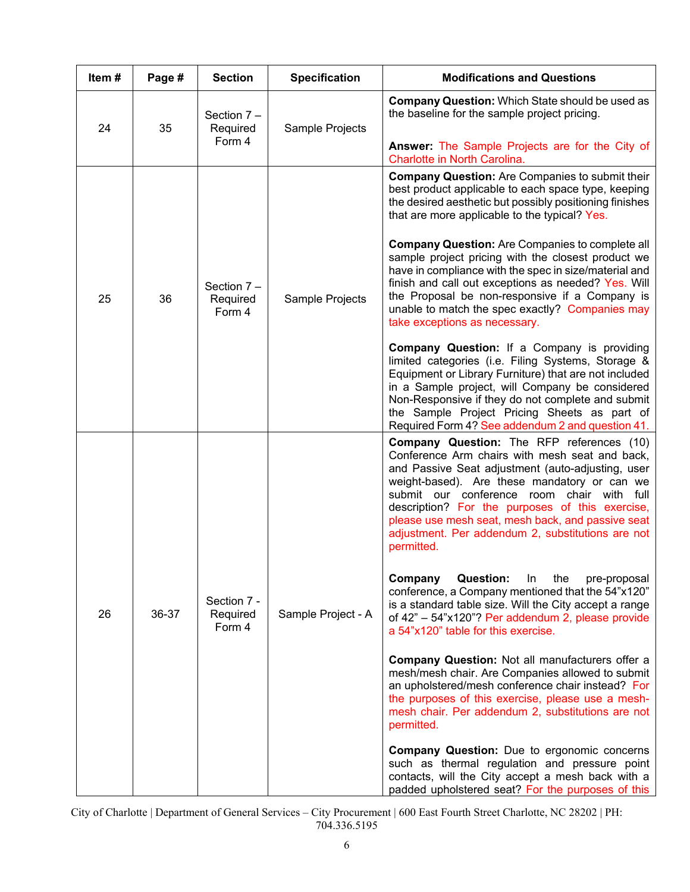| Item # | Page # | Section | Specification | Modifications and Questions |
|---|---|---|---|---|
| 24 | 35 | Section 7 – Required Form 4 | Sample Projects | **Company Question:** Which State should be used as the baseline for the sample project pricing.<br><br>**Answer:** The Sample Projects are for the City of Charlotte in North Carolina. |
| 25 | 36 | Section 7 – Required Form 4 | Sample Projects | **Company Question:** Are Companies to submit their best product applicable to each space type, keeping the desired aesthetic but possibly positioning finishes that are more applicable to the typical? Yes.<br><br>**Company Question:** Are Companies to complete all sample project pricing with the closest product we have in compliance with the spec in size/material and finish and call out exceptions as needed? Yes. Will the Proposal be non-responsive if a Company is unable to match the spec exactly? Companies may take exceptions as necessary.<br><br>**Company Question:** If a Company is providing limited categories (i.e. Filing Systems, Storage & Equipment or Library Furniture) that are not included in a Sample project, will Company be considered Non-Responsive if they do not complete and submit the Sample Project Pricing Sheets as part of Required Form 4? See addendum 2 and question 41. |
| 26 | 36-37 | Section 7 - Required Form 4 | Sample Project - A | **Company Question:** The RFP references (10) Conference Arm chairs with mesh seat and back, and Passive Seat adjustment (auto-adjusting, user weight-based). Are these mandatory or can we submit our conference room chair with full description? For the purposes of this exercise, please use mesh seat, mesh back, and passive seat adjustment. Per addendum 2, substitutions are not permitted.<br><br>**Company Question:** In the pre-proposal conference, a Company mentioned that the 54"x120" is a standard table size. Will the City accept a range of 42" – 54"x120"? Per addendum 2, please provide a 54"x120" table for this exercise.<br><br>**Company Question:** Not all manufacturers offer a mesh/mesh chair. Are Companies allowed to submit an upholstered/mesh conference chair instead? For the purposes of this exercise, please use a mesh-mesh chair. Per addendum 2, substitutions are not permitted.<br><br>**Company Question:** Due to ergonomic concerns such as thermal regulation and pressure point contacts, will the City accept a mesh back with a padded upholstered seat? For the purposes of this |

City of Charlotte | Department of General Services – City Procurement | 600 East Fourth Street Charlotte, NC 28202 | PH: 704.336.5195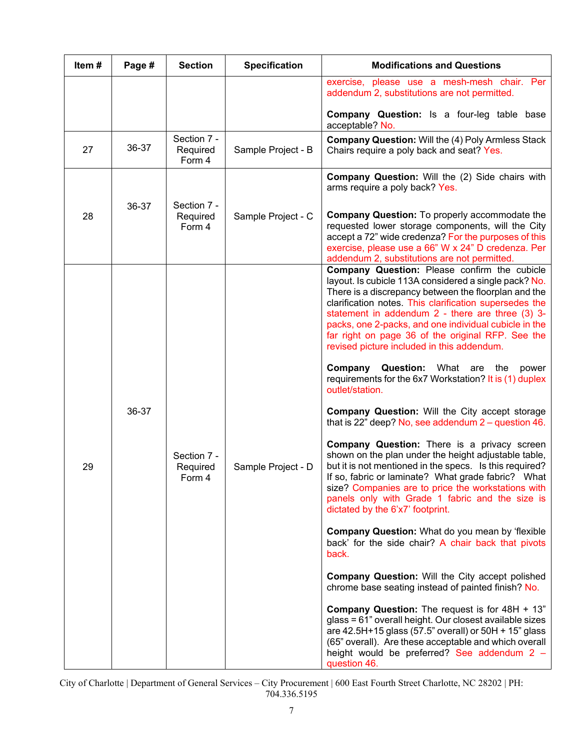| Item # | Page # | Section | Specification | Modifications and Questions |
|---|---|---|---|---|
| | | | | exercise, please use a mesh-mesh chair. Per addendum 2, substitutions are not permitted.<br><br>**Company Question:** Is a four-leg table base acceptable? No. |
| 27 | 36-37 | Section 7 - Required Form 4 | Sample Project - B | **Company Question:** Will the (4) Poly Armless Stack Chairs require a poly back and seat? Yes. |
| 28 | 36-37 | Section 7 - Required Form 4 | Sample Project - C | **Company Question:** Will the (2) Side chairs with arms require a poly back? Yes.<br><br>**Company Question:** To properly accommodate the requested lower storage components, will the City accept a 72" wide credenza? For the purposes of this exercise, please use a 66" W x 24" D credenza. Per addendum 2, substitutions are not permitted. |
| 29 | 36-37 | Section 7 - Required Form 4 | Sample Project - D | **Company Question:** Please confirm the cubicle layout. Is cubicle 113A considered a single pack? No. There is a discrepancy between the floorplan and the clarification notes. This clarification supersedes the statement in addendum 2 - there are three (3) 3-packs, one 2-packs, and one individual cubicle in the far right on page 36 of the original RFP. See the revised picture included in this addendum.<br><br>**Company Question:** What are the power requirements for the 6x7 Workstation? It is (1) duplex outlet/station.<br><br>**Company Question:** Will the City accept storage that is 22" deep? No, see addendum 2 – question 46.<br><br>**Company Question:** There is a privacy screen shown on the plan under the height adjustable table, but it is not mentioned in the specs. Is this required? If so, fabric or laminate? What grade fabric? What size? Companies are to price the workstations with panels only with Grade 1 fabric and the size is dictated by the 6'x7' footprint.<br><br>**Company Question:** What do you mean by 'flexible back' for the side chair? A chair back that pivots back.<br><br>**Company Question:** Will the City accept polished chrome base seating instead of painted finish? No.<br><br>**Company Question:** The request is for 48H + 13" glass = 61" overall height. Our closest available sizes are 42.5H+15 glass (57.5" overall) or 50H + 15" glass (65" overall). Are these acceptable and which overall height would be preferred? See addendum 2 – question 46. |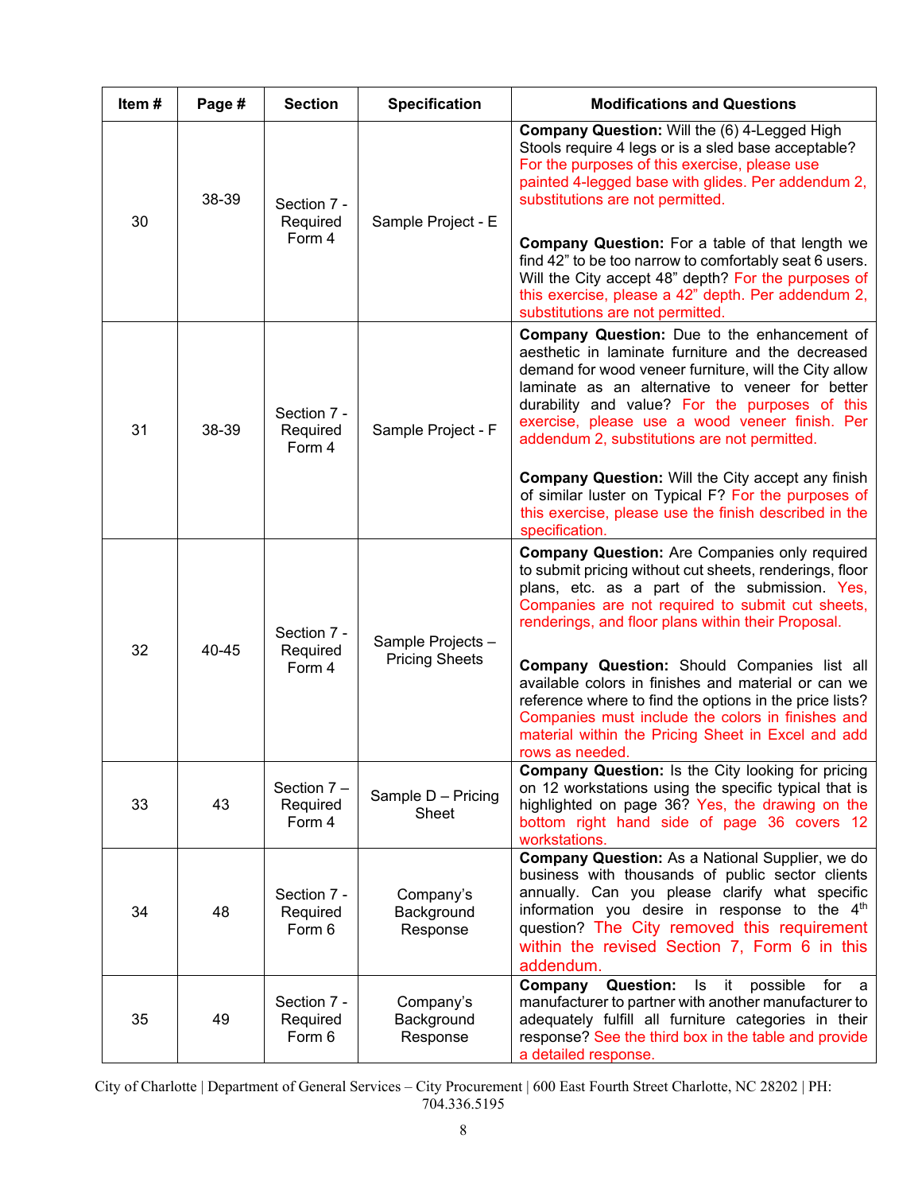| Item # | Page # | Section | Specification | Modifications and Questions |
|---|---|---|---|---|
| 30 | 38-39 | Section 7 - Required Form 4 | Sample Project - E | **Company Question:** Will the (6) 4-Legged High Stools require 4 legs or is a sled base acceptable? For the purposes of this exercise, please use painted 4-legged base with glides. Per addendum 2, substitutions are not permitted.<br><br>**Company Question:** For a table of that length we find 42" to be too narrow to comfortably seat 6 users. Will the City accept 48" depth? For the purposes of this exercise, please a 42" depth. Per addendum 2, substitutions are not permitted. |
| 31 | 38-39 | Section 7 - Required Form 4 | Sample Project - F | **Company Question:** Due to the enhancement of aesthetic in laminate furniture and the decreased demand for wood veneer furniture, will the City allow laminate as an alternative to veneer for better durability and value? For the purposes of this exercise, please use a wood veneer finish. Per addendum 2, substitutions are not permitted.<br><br>**Company Question:** Will the City accept any finish of similar luster on Typical F? For the purposes of this exercise, please use the finish described in the specification. |
| 32 | 40-45 | Section 7 - Required Form 4 | Sample Projects – Pricing Sheets | **Company Question:** Are Companies only required to submit pricing without cut sheets, renderings, floor plans, etc. as a part of the submission. Yes, Companies are not required to submit cut sheets, renderings, and floor plans within their Proposal.<br><br>**Company Question:** Should Companies list all available colors in finishes and material or can we reference where to find the options in the price lists? Companies must include the colors in finishes and material within the Pricing Sheet in Excel and add rows as needed. |
| 33 | 43 | Section 7 – Required Form 4 | Sample D – Pricing Sheet | **Company Question:** Is the City looking for pricing on 12 workstations using the specific typical that is highlighted on page 36? Yes, the drawing on the bottom right hand side of page 36 covers 12 workstations. |
| 34 | 48 | Section 7 - Required Form 6 | Company's Background Response | **Company Question:** As a National Supplier, we do business with thousands of public sector clients annually. Can you please clarify what specific information you desire in response to the 4th question? The City removed this requirement within the revised Section 7, Form 6 in this addendum. |
| 35 | 49 | Section 7 - Required Form 6 | Company's Background Response | **Company Question:** Is it possible for a manufacturer to partner with another manufacturer to adequately fulfill all furniture categories in their response? See the third box in the table and provide a detailed response. |

City of Charlotte | Department of General Services – City Procurement | 600 East Fourth Street Charlotte, NC 28202 | PH: 704.336.5195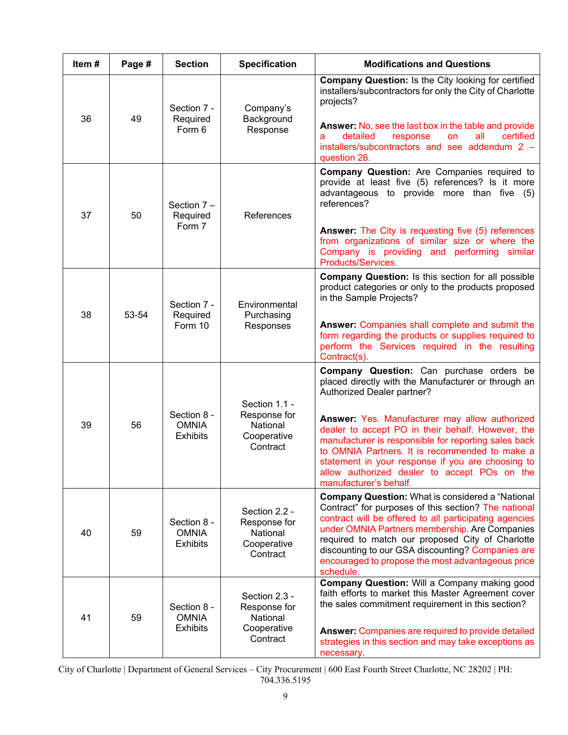| Item # | Page # | Section | Specification | Modifications and Questions |
|---|---|---|---|---|
| 36 | 49 | Section 7 - Required Form 6 | Company's Background Response | **Company Question:** Is the City looking for certified installers/subcontractors for only the City of Charlotte projects?<br><br>**Answer:** No, see the last box in the table and provide a detailed response on all certified installers/subcontractors and see addendum 2 – question 26. |
| 37 | 50 | Section 7 – Required Form 7 | References | **Company Question:** Are Companies required to provide at least five (5) references? Is it more advantageous to provide more than five (5) references?<br><br>**Answer:** The City is requesting five (5) references from organizations of similar size or where the Company is providing and performing similar Products/Services. |
| 38 | 53-54 | Section 7 - Required Form 10 | Environmental Purchasing Responses | **Company Question:** Is this section for all possible product categories or only to the products proposed in the Sample Projects?<br><br>**Answer:** Companies shall complete and submit the form regarding the products or supplies required to perform the Services required in the resulting Contract(s). |
| 39 | 56 | Section 8 - OMNIA Exhibits | Section 1.1 - Response for National Cooperative Contract | **Company Question:** Can purchase orders be placed directly with the Manufacturer or through an Authorized Dealer partner?<br><br>**Answer:** Yes. Manufacturer may allow authorized dealer to accept PO in their behalf. However, the manufacturer is responsible for reporting sales back to OMNIA Partners. It is recommended to make a statement in your response if you are choosing to allow authorized dealer to accept POs on the manufacturer's behalf. |
| 40 | 59 | Section 8 - OMNIA Exhibits | Section 2.2 - Response for National Cooperative Contract | **Company Question:** What is considered a "National Contract" for purposes of this section? The national contract will be offered to all participating agencies under OMNIA Partners membership. Are Companies required to match our proposed City of Charlotte discounting to our GSA discounting? Companies are encouraged to propose the most advantageous price schedule. |
| 41 | 59 | Section 8 - OMNIA Exhibits | Section 2.3 - Response for National Cooperative Contract | **Company Question:** Will a Company making good faith efforts to market this Master Agreement cover the sales commitment requirement in this section?<br><br>**Answer:** Companies are required to provide detailed strategies in this section and may take exceptions as necessary. |

City of Charlotte | Department of General Services – City Procurement | 600 East Fourth Street Charlotte, NC 28202 | PH: 704.336.5195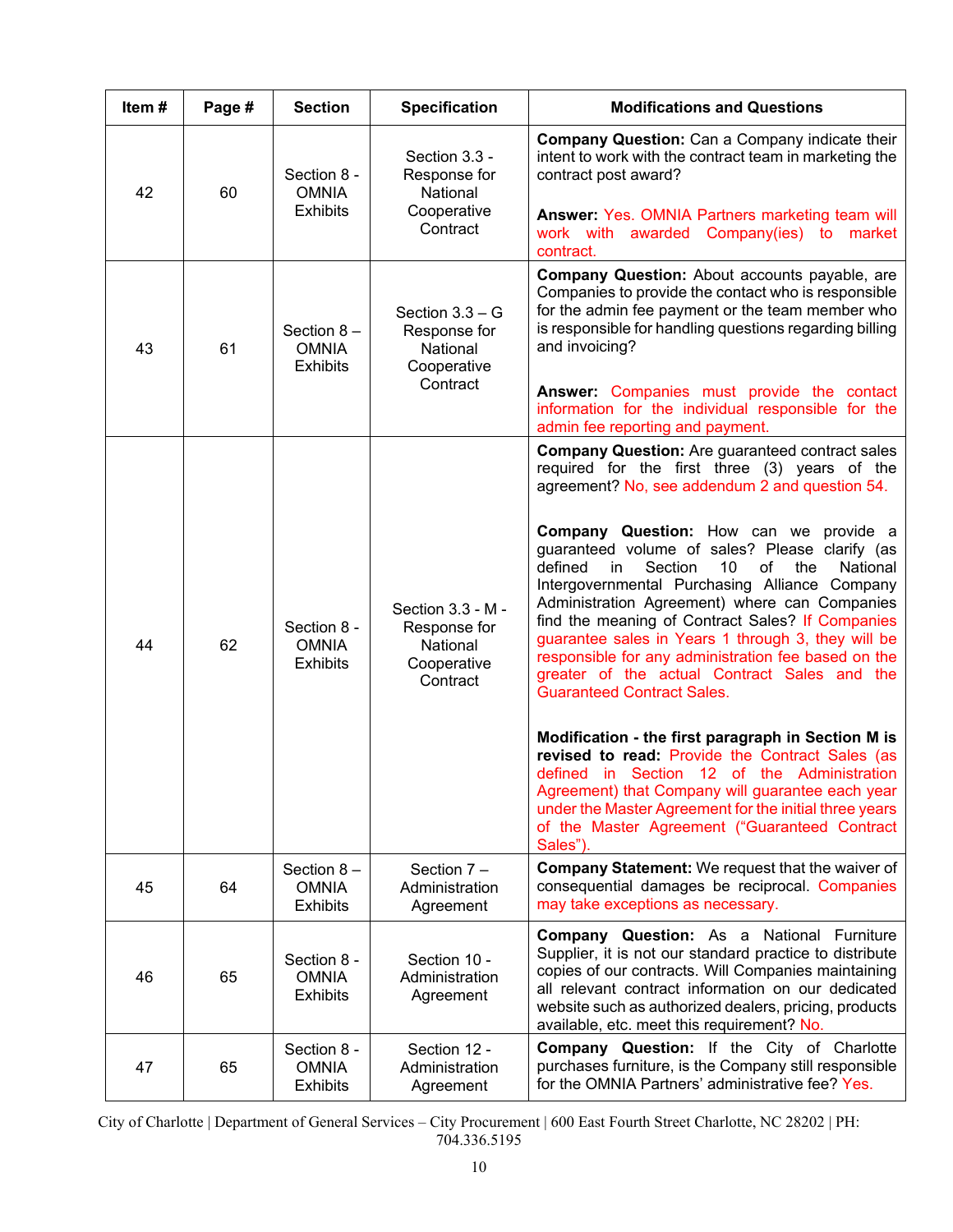| Item # | Page # | Section | Specification | Modifications and Questions |
|---|---|---|---|---|
| 42 | 60 | Section 8 - OMNIA Exhibits | Section 3.3 - Response for National Cooperative Contract | **Company Question:** Can a Company indicate their intent to work with the contract team in marketing the contract post award?<br><br>**Answer:** Yes. OMNIA Partners marketing team will work with awarded Company(ies) to market contract. |
| 43 | 61 | Section 8 – OMNIA Exhibits | Section 3.3 – G Response for National Cooperative Contract | **Company Question:** About accounts payable, are Companies to provide the contact who is responsible for the admin fee payment or the team member who is responsible for handling questions regarding billing and invoicing?<br><br>**Answer:** Companies must provide the contact information for the individual responsible for the admin fee reporting and payment. |
| 44 | 62 | Section 8 - OMNIA Exhibits | Section 3.3 - M - Response for National Cooperative Contract | **Company Question:** Are guaranteed contract sales required for the first three (3) years of the agreement? No, see addendum 2 and question 54.<br><br>**Company Question:** How can we provide a guaranteed volume of sales? Please clarify (as defined in Section 10 of the National Intergovernmental Purchasing Alliance Company Administration Agreement) where can Companies find the meaning of Contract Sales? If Companies guarantee sales in Years 1 through 3, they will be responsible for any administration fee based on the greater of the actual Contract Sales and the Guaranteed Contract Sales.<br><br>**Modification - the first paragraph in Section M is revised to read:** Provide the Contract Sales (as defined in Section 12 of the Administration Agreement) that Company will guarantee each year under the Master Agreement for the initial three years of the Master Agreement ("Guaranteed Contract Sales"). |
| 45 | 64 | Section 8 – OMNIA Exhibits | Section 7 – Administration Agreement | **Company Statement:** We request that the waiver of consequential damages be reciprocal. Companies may take exceptions as necessary. |
| 46 | 65 | Section 8 - OMNIA Exhibits | Section 10 - Administration Agreement | **Company Question:** As a National Furniture Supplier, it is not our standard practice to distribute copies of our contracts. Will Companies maintaining all relevant contract information on our dedicated website such as authorized dealers, pricing, products available, etc. meet this requirement? No. |
| 47 | 65 | Section 8 - OMNIA Exhibits | Section 12 - Administration Agreement | **Company Question:** If the City of Charlotte purchases furniture, is the Company still responsible for the OMNIA Partners' administrative fee? Yes. |

City of Charlotte | Department of General Services – City Procurement | 600 East Fourth Street Charlotte, NC 28202 | PH: 704.336.5195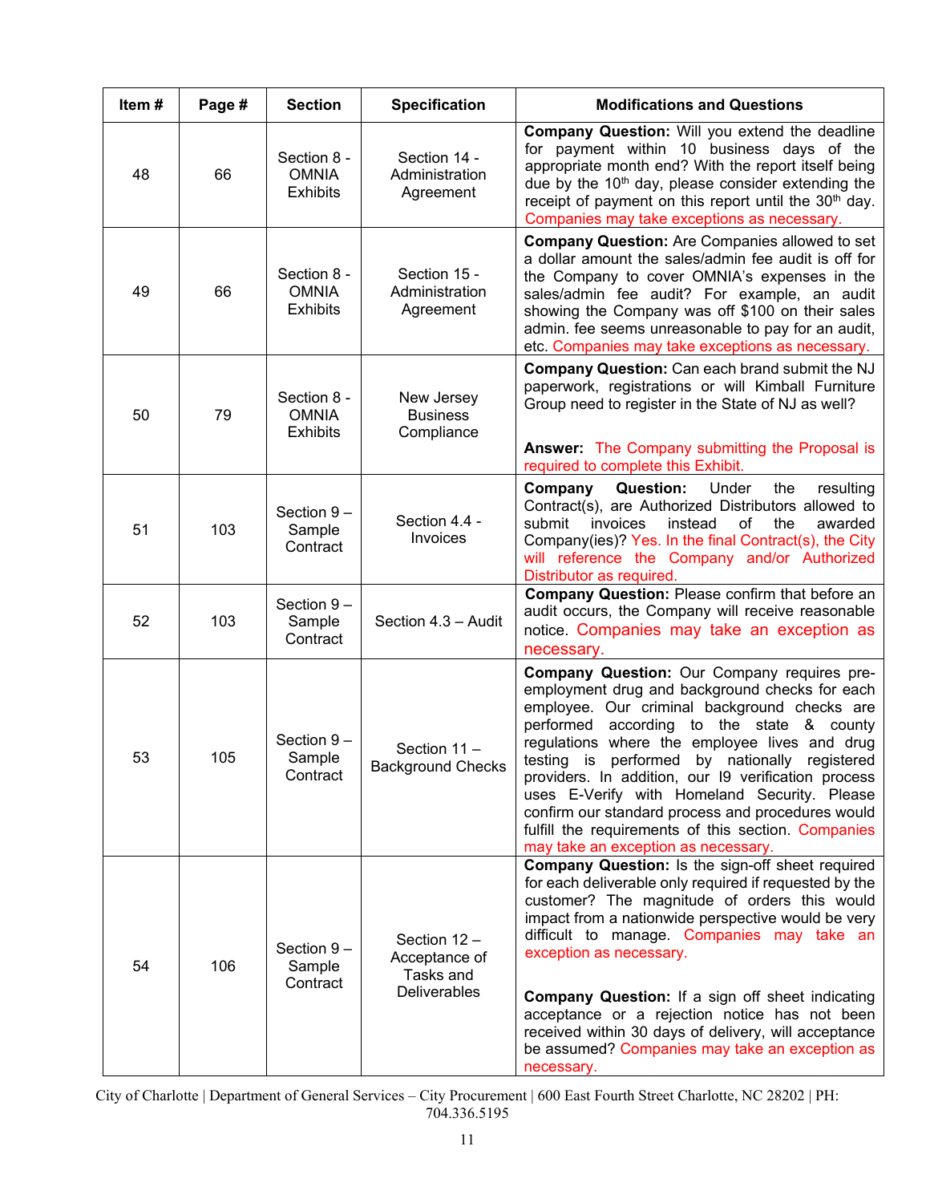| Item # | Page # | Section | Specification | Modifications and Questions |
|---|---|---|---|---|
| 48 | 66 | Section 8 - OMNIA Exhibits | Section 14 - Administration Agreement | **Company Question:** Will you extend the deadline for payment within 10 business days of the appropriate month end? With the report itself being due by the 10th day, please consider extending the receipt of payment on this report until the 30th day. Companies may take exceptions as necessary. |
| 49 | 66 | Section 8 - OMNIA Exhibits | Section 15 - Administration Agreement | **Company Question:** Are Companies allowed to set a dollar amount the sales/admin fee audit is off for the Company to cover OMNIA's expenses in the sales/admin fee audit? For example, an audit showing the Company was off $100 on their sales admin. fee seems unreasonable to pay for an audit, etc. Companies may take exceptions as necessary. |
| 50 | 79 | Section 8 - OMNIA Exhibits | New Jersey Business Compliance | **Company Question:** Can each brand submit the NJ paperwork, registrations or will Kimball Furniture Group need to register in the State of NJ as well? **Answer:** The Company submitting the Proposal is required to complete this Exhibit. |
| 51 | 103 | Section 9 – Sample Contract | Section 4.4 - Invoices | **Company Question:** Under the resulting Contract(s), are Authorized Distributors allowed to submit invoices instead of the awarded Company(ies)? Yes. In the final Contract(s), the City will reference the Company and/or Authorized Distributor as required. |
| 52 | 103 | Section 9 – Sample Contract | Section 4.3 – Audit | **Company Question:** Please confirm that before an audit occurs, the Company will receive reasonable notice. Companies may take an exception as necessary. |
| 53 | 105 | Section 9 – Sample Contract | Section 11 – Background Checks | **Company Question:** Our Company requires pre-employment drug and background checks for each employee. Our criminal background checks are performed according to the state & county regulations where the employee lives and drug testing is performed by nationally registered providers. In addition, our I9 verification process uses E-Verify with Homeland Security. Please confirm our standard process and procedures would fulfill the requirements of this section. Companies may take an exception as necessary. |
| 54 | 106 | Section 9 – Sample Contract | Section 12 – Acceptance of Tasks and Deliverables | **Company Question:** Is the sign-off sheet required for each deliverable only required if requested by the customer? The magnitude of orders this would impact from a nationwide perspective would be very difficult to manage. Companies may take an exception as necessary. **Company Question:** If a sign off sheet indicating acceptance or a rejection notice has not been received within 30 days of delivery, will acceptance be assumed? Companies may take an exception as necessary. |

City of Charlotte | Department of General Services – City Procurement | 600 East Fourth Street Charlotte, NC 28202 | PH: 704.336.5195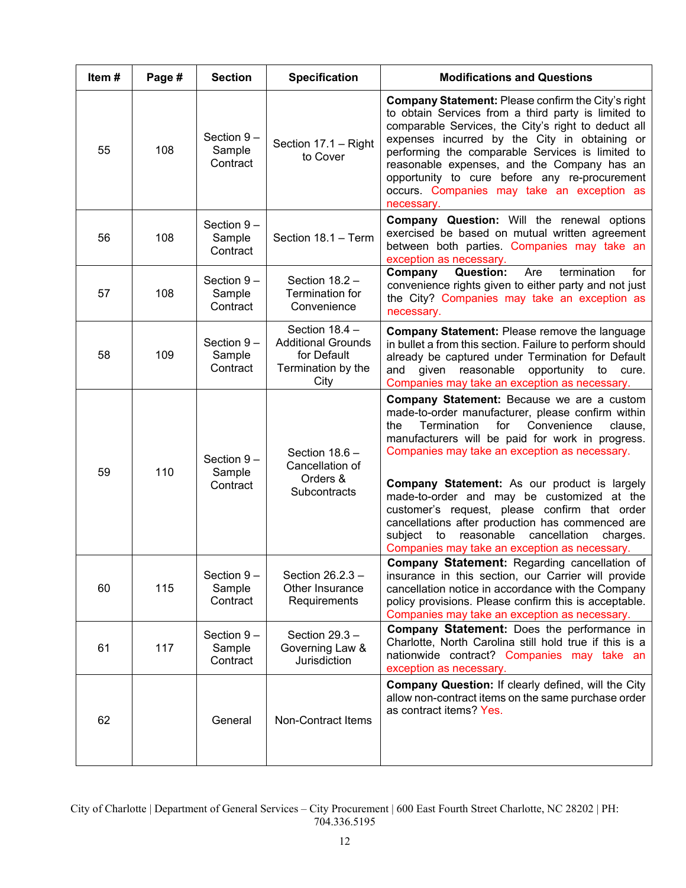| Item # | Page # | Section | Specification | Modifications and Questions |
|---|---|---|---|---|
| 55 | 108 | Section 9 – Sample Contract | Section 17.1 – Right to Cover | **Company Statement:** Please confirm the City's right to obtain Services from a third party is limited to comparable Services, the City's right to deduct all expenses incurred by the City in obtaining or performing the comparable Services is limited to reasonable expenses, and the Company has an opportunity to cure before any re-procurement occurs. Companies may take an exception as necessary. |
| 56 | 108 | Section 9 – Sample Contract | Section 18.1 – Term | **Company Question:** Will the renewal options exercised be based on mutual written agreement between both parties. Companies may take an exception as necessary. |
| 57 | 108 | Section 9 – Sample Contract | Section 18.2 – Termination for Convenience | **Company Question:** Are termination for convenience rights given to either party and not just the City? Companies may take an exception as necessary. |
| 58 | 109 | Section 9 – Sample Contract | Section 18.4 – Additional Grounds for Default Termination by the City | **Company Statement:** Please remove the language in bullet a from this section. Failure to perform should already be captured under Termination for Default and given reasonable opportunity to cure. Companies may take an exception as necessary. |
| 59 | 110 | Section 9 – Sample Contract | Section 18.6 – Cancellation of Orders & Subcontracts | **Company Statement:** Because we are a custom made-to-order manufacturer, please confirm within the Termination for Convenience clause, manufacturers will be paid for work in progress. Companies may take an exception as necessary.<br><br>**Company Statement:** As our product is largely made-to-order and may be customized at the customer's request, please confirm that order cancellations after production has commenced are subject to reasonable cancellation charges. Companies may take an exception as necessary. |
| 60 | 115 | Section 9 – Sample Contract | Section 26.2.3 – Other Insurance Requirements | **Company Statement:** Regarding cancellation of insurance in this section, our Carrier will provide cancellation notice in accordance with the Company policy provisions. Please confirm this is acceptable. Companies may take an exception as necessary. |
| 61 | 117 | Section 9 – Sample Contract | Section 29.3 – Governing Law & Jurisdiction | **Company Statement:** Does the performance in Charlotte, North Carolina still hold true if this is a nationwide contract? Companies may take an exception as necessary. |
| 62 | | General | Non-Contract Items | **Company Question:** If clearly defined, will the City allow non-contract items on the same purchase order as contract items? Yes. |

City of Charlotte | Department of General Services – City Procurement | 600 East Fourth Street Charlotte, NC 28202 | PH: 704.336.5195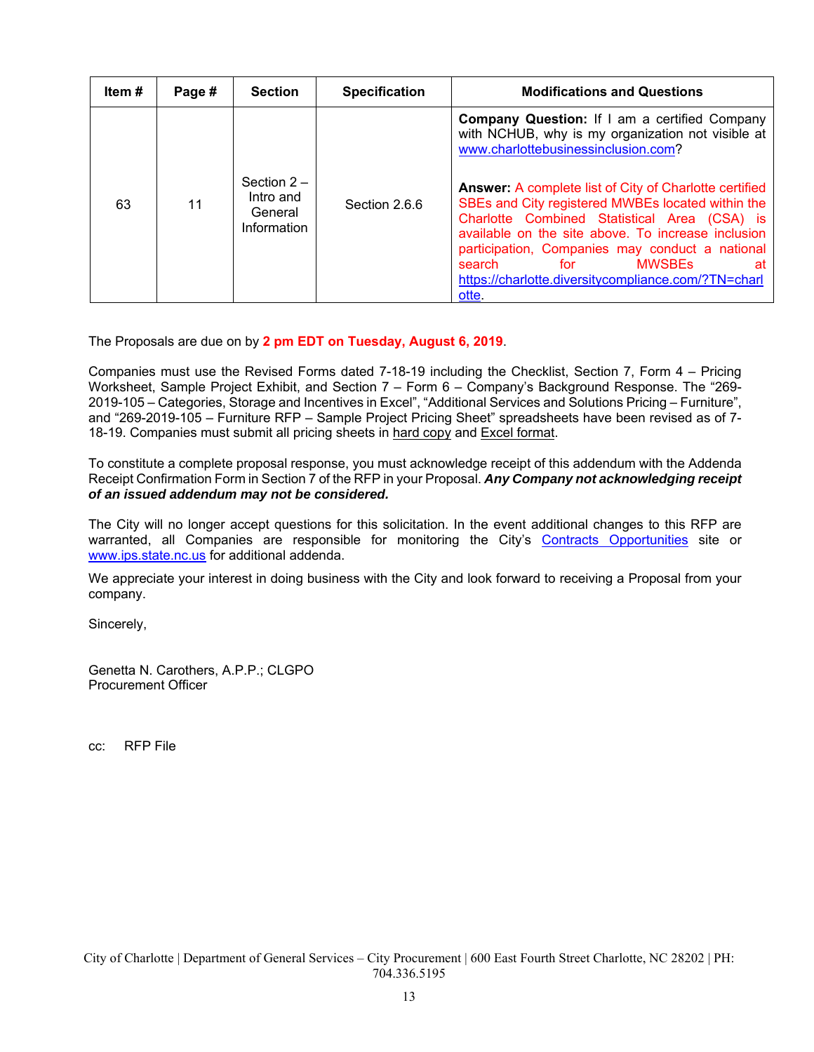| Item # | Page # | Section | Specification | Modifications and Questions |
|---|---|---|---|---|
| 63 | 11 | Section 2 – Intro and General Information | Section 2.6.6 | **Company Question:** If I am a certified Company with NCHUB, why is my organization not visible at www.charlottebusinessinclusion.com?<br><br>**Answer:** A complete list of City of Charlotte certified SBEs and City registered MWBEs located within the Charlotte Combined Statistical Area (CSA) is available on the site above. To increase inclusion participation, Companies may conduct a national search for MWSBEs at https://charlotte.diversitycompliance.com/?TN=charlotte. |

The Proposals are due on by **2 pm EDT on Tuesday, August 6, 2019**.

Companies must use the Revised Forms dated 7-18-19 including the Checklist, Section 7, Form 4 – Pricing Worksheet, Sample Project Exhibit, and Section 7 – Form 6 – Company's Background Response. The "269-2019-105 – Categories, Storage and Incentives in Excel", "Additional Services and Solutions Pricing – Furniture", and "269-2019-105 – Furniture RFP – Sample Project Pricing Sheet" spreadsheets have been revised as of 7-18-19. Companies must submit all pricing sheets in hard copy and Excel format.

To constitute a complete proposal response, you must acknowledge receipt of this addendum with the Addenda Receipt Confirmation Form in Section 7 of the RFP in your Proposal. ***Any Company not acknowledging receipt of an issued addendum may not be considered.***

The City will no longer accept questions for this solicitation. In the event additional changes to this RFP are warranted, all Companies are responsible for monitoring the City's Contracts Opportunities site or www.ips.state.nc.us for additional addenda.

We appreciate your interest in doing business with the City and look forward to receiving a Proposal from your company.

Sincerely,

Genetta N. Carothers, A.P.P.; CLGPO
Procurement Officer

cc: RFP File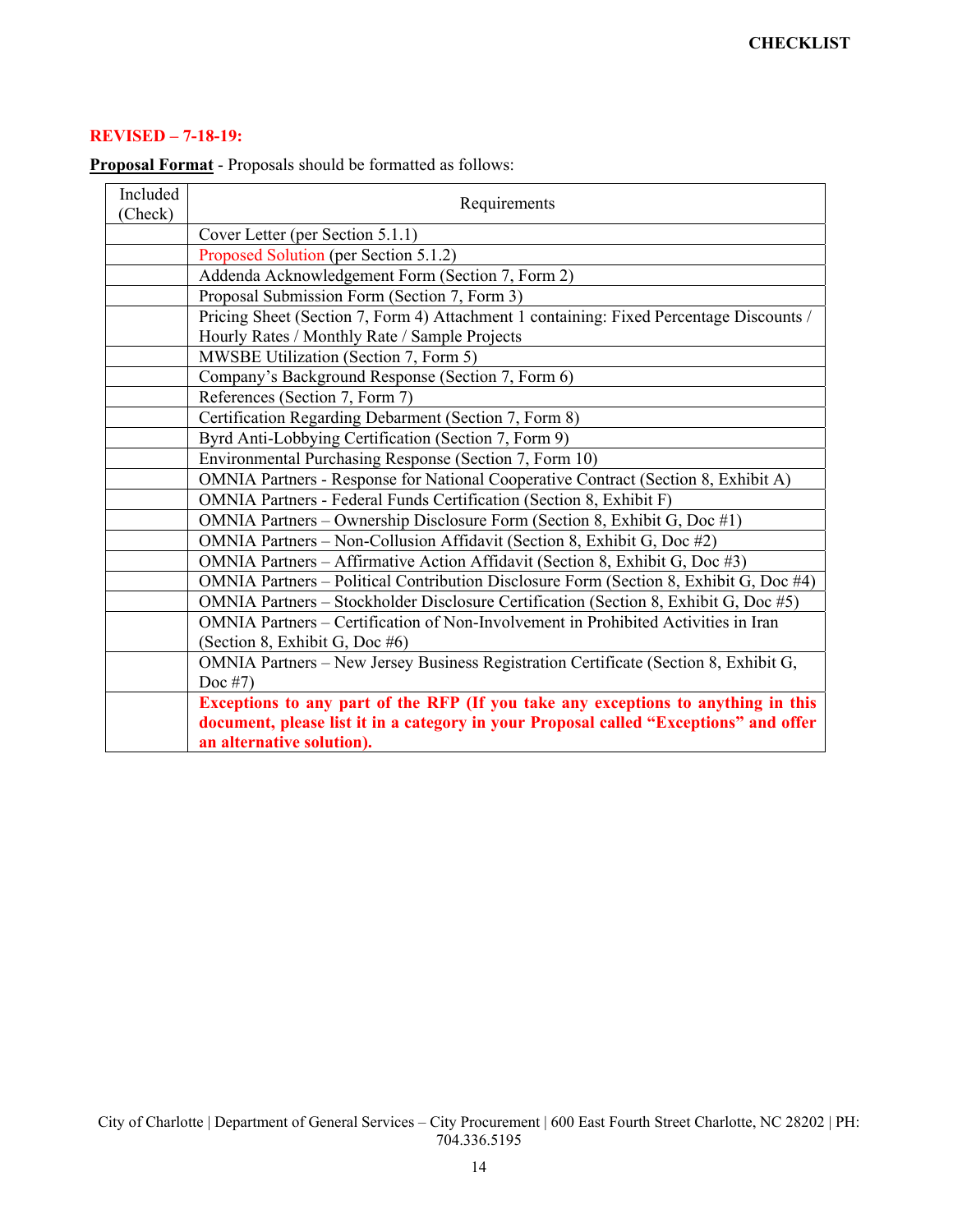# CHECKLIST

**REVISED – 7-18-19:**

**Proposal Format** - Proposals should be formatted as follows:

| Included (Check) | Requirements |
|---|---|
| | Cover Letter (per Section 5.1.1) |
| | Proposed Solution (per Section 5.1.2) |
| | Addenda Acknowledgement Form (Section 7, Form 2) |
| | Proposal Submission Form (Section 7, Form 3) |
| | Pricing Sheet (Section 7, Form 4) Attachment 1 containing: Fixed Percentage Discounts / Hourly Rates / Monthly Rate / Sample Projects |
| | MWSBE Utilization (Section 7, Form 5) |
| | Company's Background Response (Section 7, Form 6) |
| | References (Section 7, Form 7) |
| | Certification Regarding Debarment (Section 7, Form 8) |
| | Byrd Anti-Lobbying Certification (Section 7, Form 9) |
| | Environmental Purchasing Response (Section 7, Form 10) |
| | OMNIA Partners - Response for National Cooperative Contract (Section 8, Exhibit A) |
| | OMNIA Partners - Federal Funds Certification (Section 8, Exhibit F) |
| | OMNIA Partners – Ownership Disclosure Form (Section 8, Exhibit G, Doc #1) |
| | OMNIA Partners – Non-Collusion Affidavit (Section 8, Exhibit G, Doc #2) |
| | OMNIA Partners – Affirmative Action Affidavit (Section 8, Exhibit G, Doc #3) |
| | OMNIA Partners – Political Contribution Disclosure Form (Section 8, Exhibit G, Doc #4) |
| | OMNIA Partners – Stockholder Disclosure Certification (Section 8, Exhibit G, Doc #5) |
| | OMNIA Partners – Certification of Non-Involvement in Prohibited Activities in Iran (Section 8, Exhibit G, Doc #6) |
| | OMNIA Partners – New Jersey Business Registration Certificate (Section 8, Exhibit G, Doc #7) |
| | **Exceptions to any part of the RFP (If you take any exceptions to anything in this document, please list it in a category in your Proposal called "Exceptions" and offer an alternative solution).** |

City of Charlotte | Department of General Services – City Procurement | 600 East Fourth Street Charlotte, NC 28202 | PH: 704.336.5195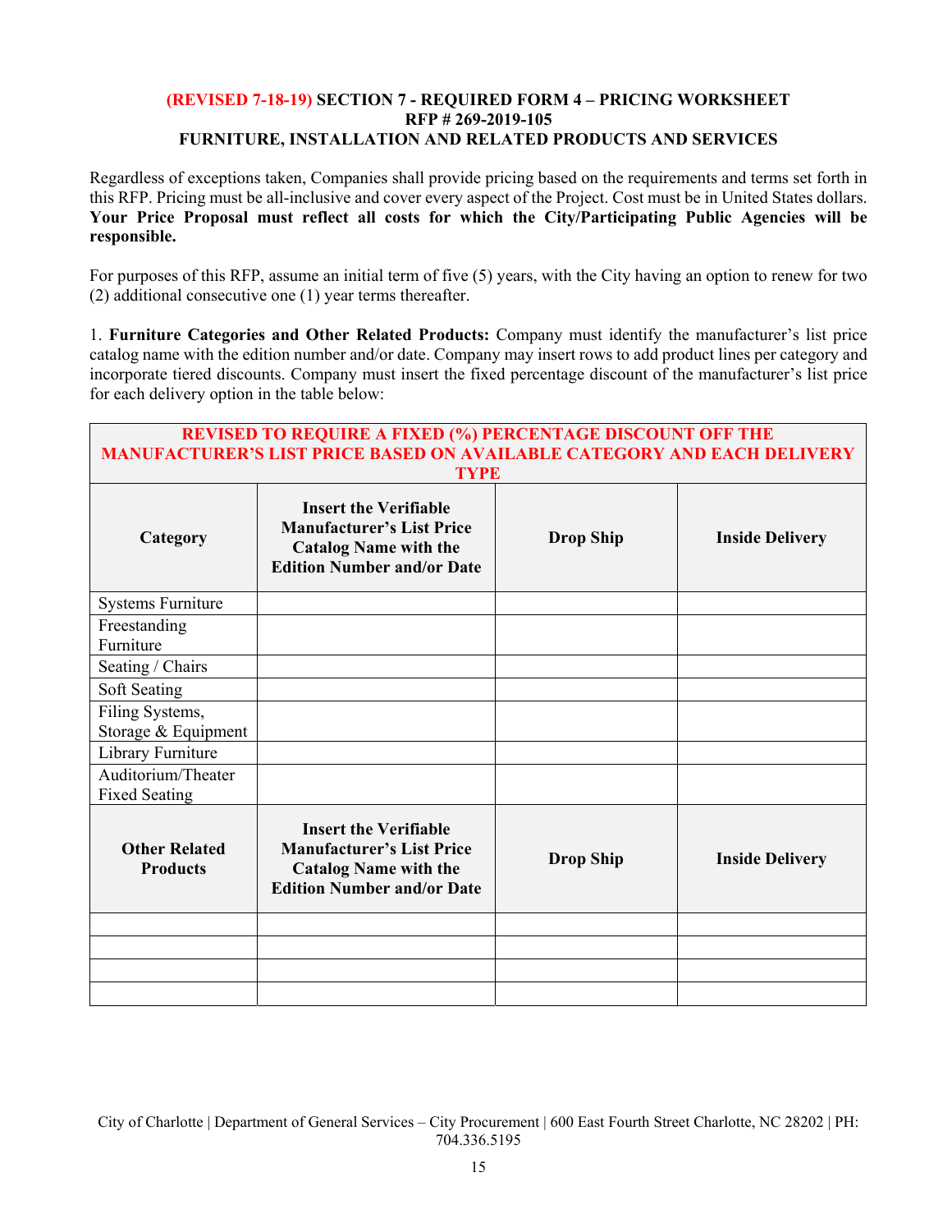**(REVISED 7-18-19) SECTION 7 - REQUIRED FORM 4 – PRICING WORKSHEET**
**RFP # 269-2019-105**
**FURNITURE, INSTALLATION AND RELATED PRODUCTS AND SERVICES**

Regardless of exceptions taken, Companies shall provide pricing based on the requirements and terms set forth in this RFP. Pricing must be all-inclusive and cover every aspect of the Project. Cost must be in United States dollars. **Your Price Proposal must reflect all costs for which the City/Participating Public Agencies will be responsible.**

For purposes of this RFP, assume an initial term of five (5) years, with the City having an option to renew for two (2) additional consecutive one (1) year terms thereafter.

1. **Furniture Categories and Other Related Products:** Company must identify the manufacturer's list price catalog name with the edition number and/or date. Company may insert rows to add product lines per category and incorporate tiered discounts. Company must insert the fixed percentage discount of the manufacturer's list price for each delivery option in the table below:

| REVISED TO REQUIRE A FIXED (%) PERCENTAGE DISCOUNT OFF THE MANUFACTURER'S LIST PRICE BASED ON AVAILABLE CATEGORY AND EACH DELIVERY TYPE | | | |
|---|---|---|---|
| **Category** | **Insert the Verifiable Manufacturer's List Price Catalog Name with the Edition Number and/or Date** | **Drop Ship** | **Inside Delivery** |
| Systems Furniture | | | |
| Freestanding Furniture | | | |
| Seating / Chairs | | | |
| Soft Seating | | | |
| Filing Systems, Storage & Equipment | | | |
| Library Furniture | | | |
| Auditorium/Theater Fixed Seating | | | |
| **Other Related Products** | **Insert the Verifiable Manufacturer's List Price Catalog Name with the Edition Number and/or Date** | **Drop Ship** | **Inside Delivery** |
| | | | |
| | | | |
| | | | |
| | | | |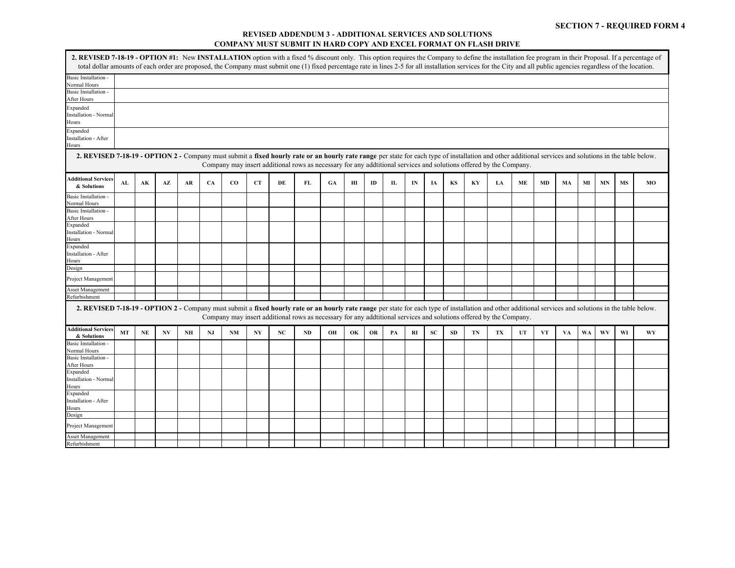**SECTION 7 - REQUIRED FORM 4**

**REVISED ADDENDUM 3 - ADDITIONAL SERVICES AND SOLUTIONS**
**COMPANY MUST SUBMIT IN HARD COPY AND EXCEL FORMAT ON FLASH DRIVE**

**2. REVISED 7-18-19 - OPTION #1:** New **INSTALLATION** option with a fixed % discount only. This option requires the Company to define the installation fee program in their Proposal. If a percentage of total dollar amounts of each order are proposed, the Company must submit one (1) fixed percentage rate in lines 2-5 for all installation services for the City and all public agencies regardless of the location.

| | |
|---|---|
| Basic Installation - Normal Hours | |
| Basic Installation - After Hours | |
| Expanded Installation - Normal Hours | |
| Expanded Installation - After Hours | |

**2. REVISED 7-18-19 - OPTION 2 -** Company must submit a **fixed hourly rate or an hourly rate range** per state for each type of installation and other additional services and solutions in the table below. Company may insert additional rows as necessary for any addtitional services and solutions offered by the Company.

| Additional Services & Solutions | AL | AK | AZ | AR | CA | CO | CT | DE | FL | GA | HI | ID | IL | IN | IA | KS | KY | LA | ME | MD | MA | MI | MN | MS | MO |
|---|---|---|---|---|---|---|---|---|---|---|---|---|---|---|---|---|---|---|---|---|---|---|---|---|---|
| Basic Installation - Normal Hours | | | | | | | | | | | | | | | | | | | | | | | | | |
| Basic Installation - After Hours | | | | | | | | | | | | | | | | | | | | | | | | | |
| Expanded Installation - Normal Hours | | | | | | | | | | | | | | | | | | | | | | | | | |
| Expanded Installation - After Hours | | | | | | | | | | | | | | | | | | | | | | | | | |
| Design | | | | | | | | | | | | | | | | | | | | | | | | | |
| Project Management | | | | | | | | | | | | | | | | | | | | | | | | | |
| Asset Management | | | | | | | | | | | | | | | | | | | | | | | | | |
| Refurbishment | | | | | | | | | | | | | | | | | | | | | | | | | |

**2. REVISED 7-18-19 - OPTION 2 -** Company must submit a **fixed hourly rate or an hourly rate range** per state for each type of installation and other additional services and solutions in the table below. Company may insert additional rows as necessary for any addtitional services and solutions offered by the Company.

| Additional Services & Solutions | MT | NE | NV | NH | NJ | NM | NY | NC | ND | OH | OK | OR | PA | RI | SC | SD | TN | TX | UT | VT | VA | WA | WV | WI | WY |
|---|---|---|---|---|---|---|---|---|---|---|---|---|---|---|---|---|---|---|---|---|---|---|---|---|---|
| Basic Installation - Normal Hours | | | | | | | | | | | | | | | | | | | | | | | | | |
| Basic Installation - After Hours | | | | | | | | | | | | | | | | | | | | | | | | | |
| Expanded Installation - Normal Hours | | | | | | | | | | | | | | | | | | | | | | | | | |
| Expanded Installation - After Hours | | | | | | | | | | | | | | | | | | | | | | | | | |
| Design | | | | | | | | | | | | | | | | | | | | | | | | | |
| Project Management | | | | | | | | | | | | | | | | | | | | | | | | | |
| Asset Management | | | | | | | | | | | | | | | | | | | | | | | | | |
| Refurbishment | | | | | | | | | | | | | | | | | | | | | | | | | |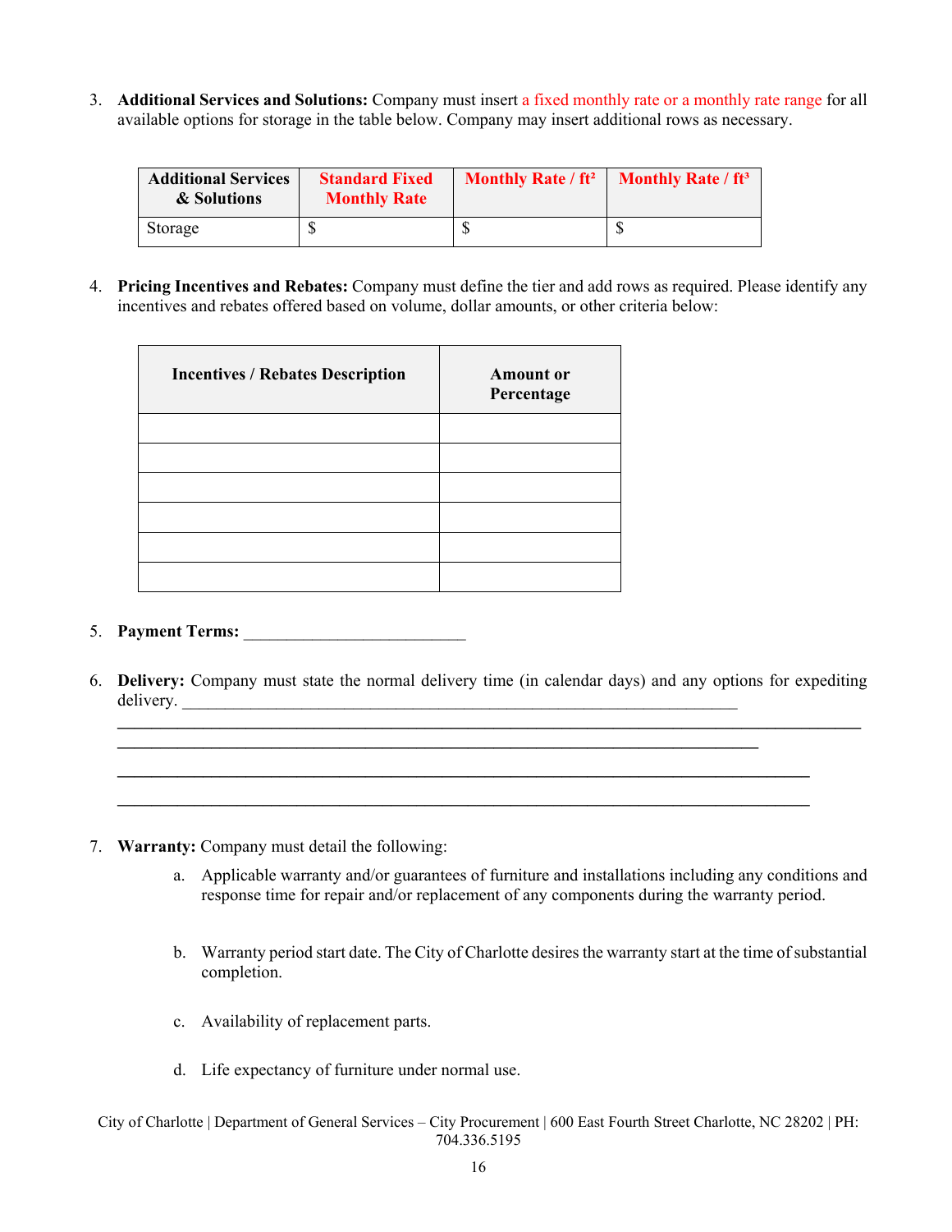3. **Additional Services and Solutions:** Company must insert a fixed monthly rate or a monthly rate range for all available options for storage in the table below. Company may insert additional rows as necessary.

| Additional Services & Solutions | Standard Fixed Monthly Rate | Monthly Rate / $ft^2$ | Monthly Rate / $ft^3$ |
|---|---|---|---|
| Storage | $ | $ | $ |

4. **Pricing Incentives and Rebates:** Company must define the tier and add rows as required. Please identify any incentives and rebates offered based on volume, dollar amounts, or other criteria below:

| Incentives / Rebates Description | Amount or Percentage |
|---|---|
| | |
| | |
| | |
| | |
| | |
| | |

5. **Payment Terms:** ___________________________

6. **Delivery:** Company must state the normal delivery time (in calendar days) and any options for expediting delivery. ____________________________________________________________________

_____________________________________________________________________________________________

_____________________________________________________________________________________________

_____________________________________________________________________________________________

_____________________________________________________________________________________________

7. **Warranty:** Company must detail the following:
   a. Applicable warranty and/or guarantees of furniture and installations including any conditions and response time for repair and/or replacement of any components during the warranty period.

   b. Warranty period start date. The City of Charlotte desires the warranty start at the time of substantial completion.

   c. Availability of replacement parts.

   d. Life expectancy of furniture under normal use.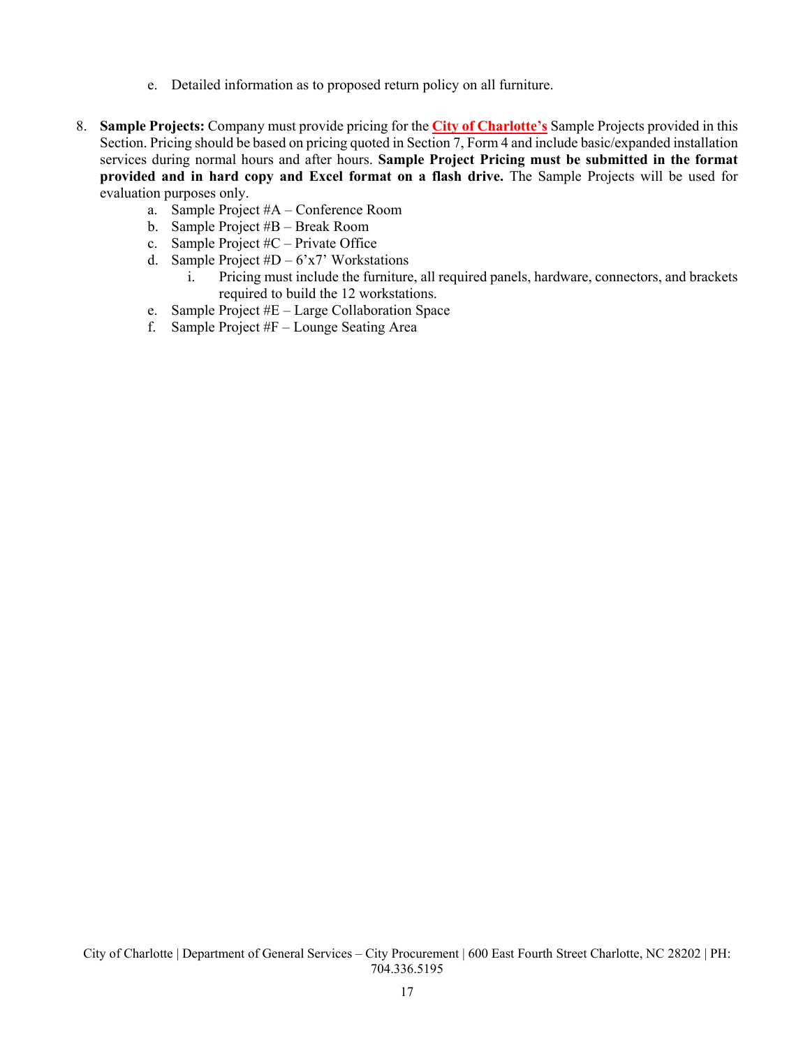e. Detailed information as to proposed return policy on all furniture.

8. **Sample Projects:** Company must provide pricing for the **City of Charlotte's** Sample Projects provided in this Section. Pricing should be based on pricing quoted in Section 7, Form 4 and include basic/expanded installation services during normal hours and after hours. **Sample Project Pricing must be submitted in the format provided and in hard copy and Excel format on a flash drive.** The Sample Projects will be used for evaluation purposes only.
   a. Sample Project #A – Conference Room
   b. Sample Project #B – Break Room
   c. Sample Project #C – Private Office
   d. Sample Project #D – 6'x7' Workstations
      i. Pricing must include the furniture, all required panels, hardware, connectors, and brackets required to build the 12 workstations.
   e. Sample Project #E – Large Collaboration Space
   f. Sample Project #F – Lounge Seating Area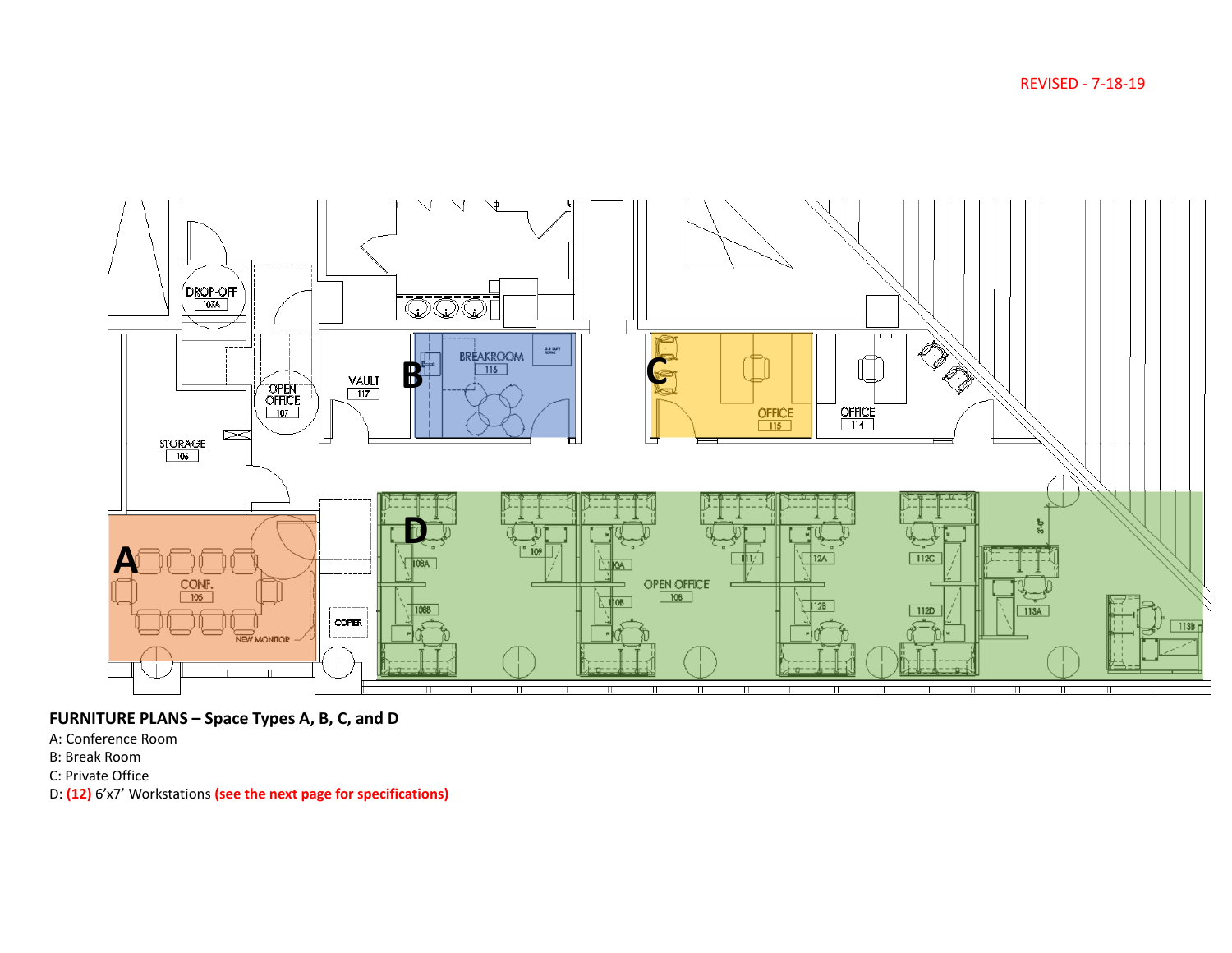REVISED - 7-18-19

DROP-OFF 107A

OPEN OFFICE 107

VAULT 117

BREAKROOM 116

OFFICE 115

OFFICE 114

STORAGE 106

CONF. 105

NEW MONITOR

COPIER

OPEN OFFICE 108

108A 108B 109 110A 110B 111 12A 12B 112C 112D 113A 113B

A B C D

**FURNITURE PLANS – Space Types A, B, C, and D**

A: Conference Room

B: Break Room

C: Private Office

D: **(12)** 6'x7' Workstations **(see the next page for specifications)**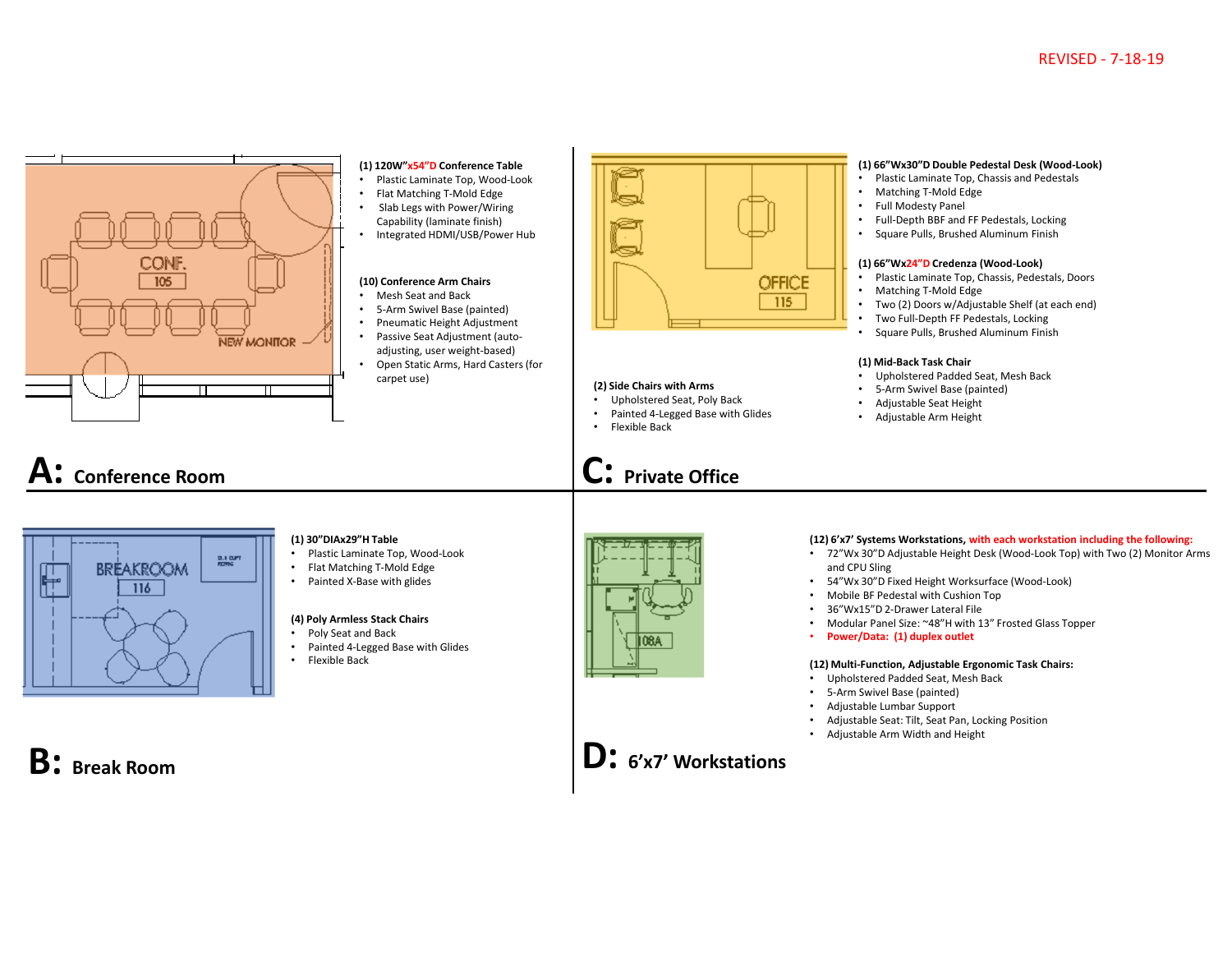REVISED - 7-18-19

## A: Conference Room

**(1) 120W"x54"D Conference Table**
- Plastic Laminate Top, Wood-Look
- Flat Matching T-Mold Edge
- Slab Legs with Power/Wiring Capability (laminate finish)
- Integrated HDMI/USB/Power Hub

**(10) Conference Arm Chairs**
- Mesh Seat and Back
- 5-Arm Swivel Base (painted)
- Pneumatic Height Adjustment
- Passive Seat Adjustment (auto-adjusting, user weight-based)
- Open Static Arms, Hard Casters (for carpet use)

## C: Private Office

**(1) 66"Wx30"D Double Pedestal Desk (Wood-Look)**
- Plastic Laminate Top, Chassis and Pedestals
- Matching T-Mold Edge
- Full Modesty Panel
- Full-Depth BBF and FF Pedestals, Locking
- Square Pulls, Brushed Aluminum Finish

**(1) 66"Wx24"D Credenza (Wood-Look)**
- Plastic Laminate Top, Chassis, Pedestals, Doors
- Matching T-Mold Edge
- Two (2) Doors w/Adjustable Shelf (at each end)
- Two Full-Depth FF Pedestals, Locking
- Square Pulls, Brushed Aluminum Finish

**(1) Mid-Back Task Chair**
- Upholstered Padded Seat, Mesh Back
- 5-Arm Swivel Base (painted)
- Adjustable Seat Height
- Adjustable Arm Height

**(2) Side Chairs with Arms**
- Upholstered Seat, Poly Back
- Painted 4-Legged Base with Glides
- Flexible Back

## B: Break Room

**(1) 30"DIAx29"H Table**
- Plastic Laminate Top, Wood-Look
- Flat Matching T-Mold Edge
- Painted X-Base with glides

**(4) Poly Armless Stack Chairs**
- Poly Seat and Back
- Painted 4-Legged Base with Glides
- Flexible Back

## D: 6'x7' Workstations

**(12) 6'x7' Systems Workstations, with each workstation including the following:**
- 72"Wx 30"D Adjustable Height Desk (Wood-Look Top) with Two (2) Monitor Arms and CPU Sling
- 54"Wx 30"D Fixed Height Worksurface (Wood-Look)
- Mobile BF Pedestal with Cushion Top
- 36"Wx15"D 2-Drawer Lateral File
- Modular Panel Size: ~48"H with 13" Frosted Glass Topper
- Power/Data: (1) duplex outlet

**(12) Multi-Function, Adjustable Ergonomic Task Chairs:**
- Upholstered Padded Seat, Mesh Back
- 5-Arm Swivel Base (painted)
- Adjustable Lumbar Support
- Adjustable Seat: Tilt, Seat Pan, Locking Position
- Adjustable Arm Width and Height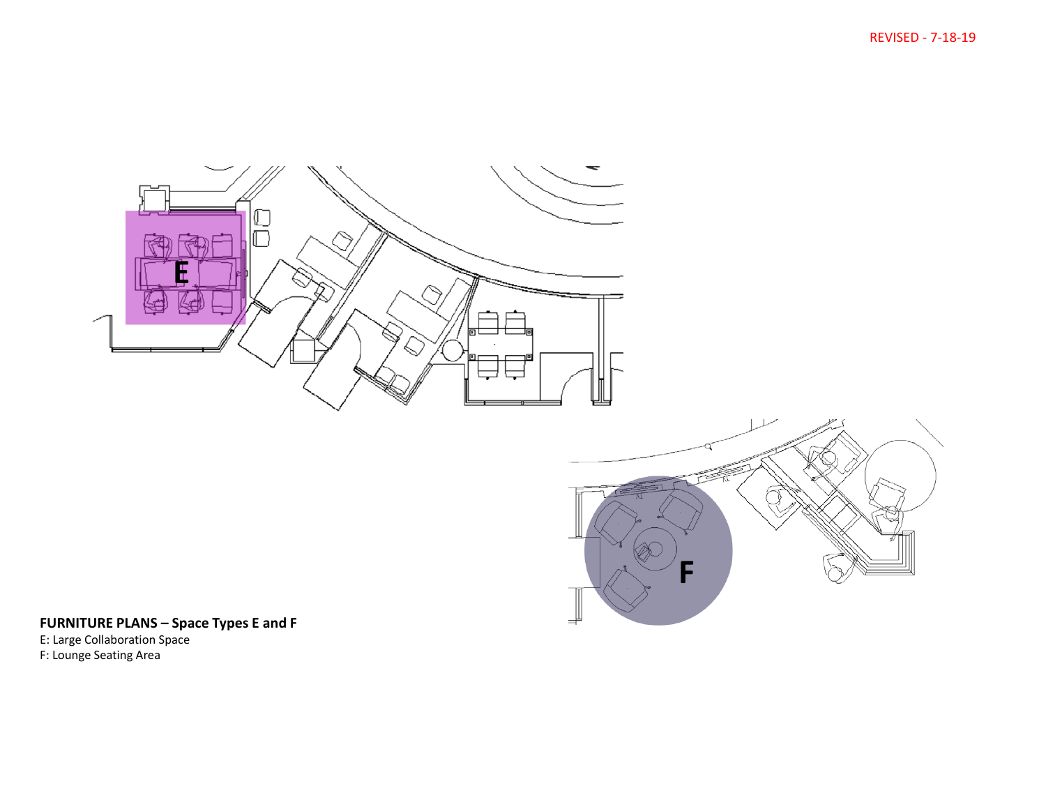REVISED - 7-18-19

**FURNITURE PLANS – Space Types E and F**

E: Large Collaboration Space

F: Lounge Seating Area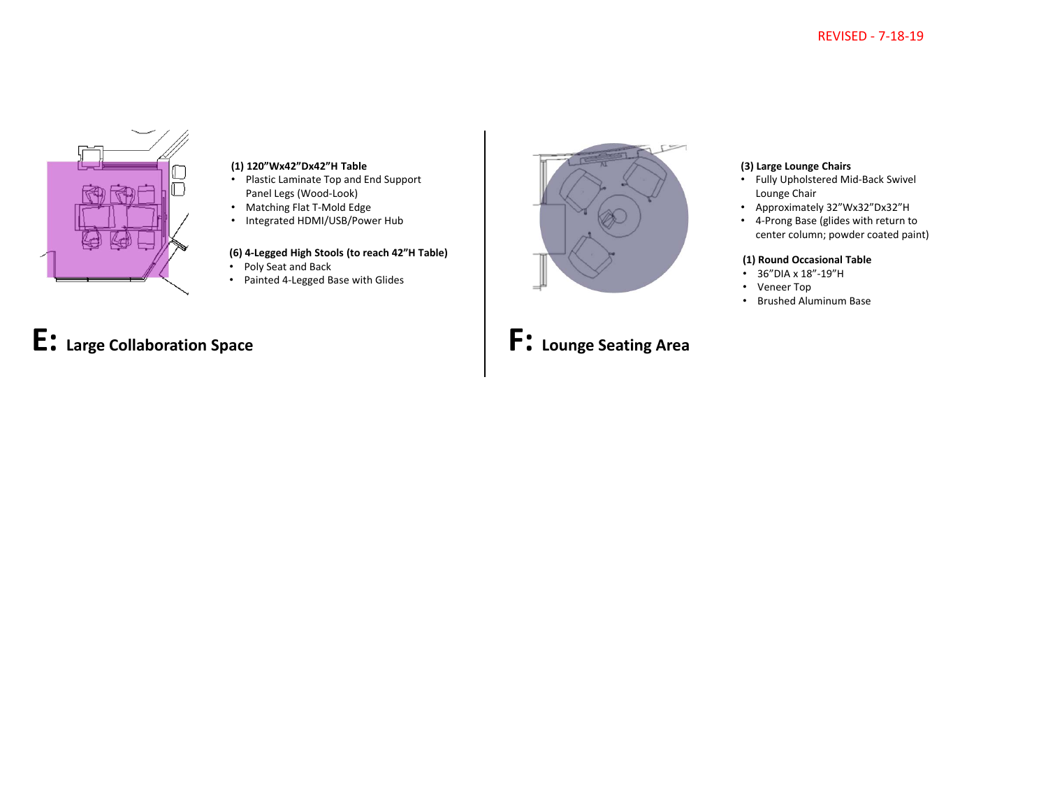REVISED - 7-18-19

**(1) 120”Wx42”Dx42”H Table**
- Plastic Laminate Top and End Support Panel Legs (Wood-Look)
- Matching Flat T-Mold Edge
- Integrated HDMI/USB/Power Hub

**(6) 4-Legged High Stools (to reach 42”H Table)**
- Poly Seat and Back
- Painted 4-Legged Base with Glides

# E: Large Collaboration Space

**(3) Large Lounge Chairs**
- Fully Upholstered Mid-Back Swivel Lounge Chair
- Approximately 32”Wx32”Dx32”H
- 4-Prong Base (glides with return to center column; powder coated paint)

**(1) Round Occasional Table**
- 36”DIA x 18”-19”H
- Veneer Top
- Brushed Aluminum Base

# F: Lounge Seating Area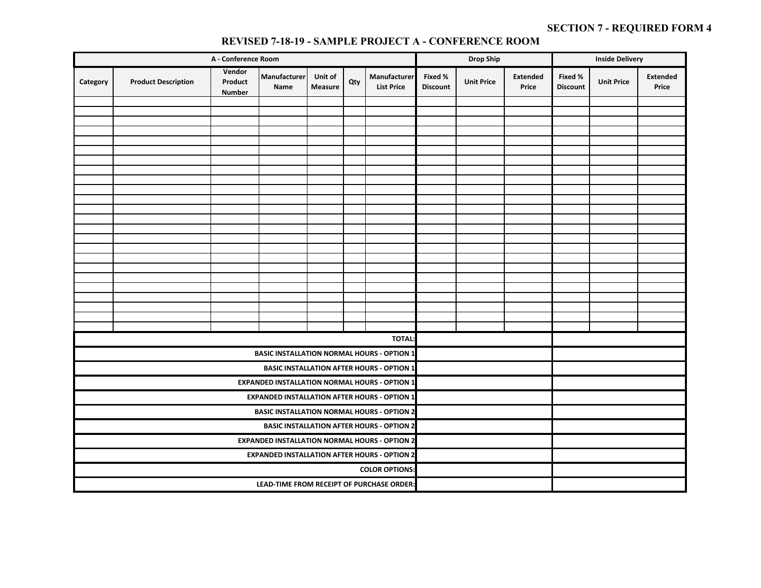**SECTION 7 - REQUIRED FORM 4**

## REVISED 7-18-19 - SAMPLE PROJECT A - CONFERENCE ROOM

| A - Conference Room | | | | | | | Drop Ship | | | Inside Delivery | | |
|---|---|---|---|---|---|---|---|---|---|---|---|---|
| Category | Product Description | Vendor Product Number | Manufacturer Name | Unit of Measure | Qty | Manufacturer List Price | Fixed % Discount | Unit Price | Extended Price | Fixed % Discount | Unit Price | Extended Price |
| | | | | | | | | | | | | |
| | | | | | | | | | | | | |
| | | | | | | | | | | | | |
| | | | | | | | | | | | | |
| | | | | | | | | | | | | |
| | | | | | | | | | | | | |
| | | | | | | | | | | | | |
| | | | | | | | | | | | | |
| | | | | | | | | | | | | |
| | | | | | | | | | | | | |
| | | | | | | | | | | | | |
| | | | | | | | | | | | | |
| | | | | | | | | | | | | |
| | | | | | | | | | | | | |
| | | | | | | | | | | | | |
| | | | | | | | | | | | | |
| | | | | | | | | | | | | |
| | | | | | | | | | | | | |
| | | | | | | | | | | | | |
| | | | | | | | | | | | | |
| | | | | | | | | | | | | |
| | | | | | | | | | | | | |
| | | | | | | | | | | | | |
| | | | | | | | | | | | | |
| TOTAL: | | | | | | | | | | | | |
| BASIC INSTALLATION NORMAL HOURS - OPTION 1 | | | | | | | | | | | | |
| BASIC INSTALLATION AFTER HOURS - OPTION 1 | | | | | | | | | | | | |
| EXPANDED INSTALLATION NORMAL HOURS - OPTION 1 | | | | | | | | | | | | |
| EXPANDED INSTALLATION AFTER HOURS - OPTION 1 | | | | | | | | | | | | |
| BASIC INSTALLATION NORMAL HOURS - OPTION 2 | | | | | | | | | | | | |
| BASIC INSTALLATION AFTER HOURS - OPTION 2 | | | | | | | | | | | | |
| EXPANDED INSTALLATION NORMAL HOURS - OPTION 2 | | | | | | | | | | | | |
| EXPANDED INSTALLATION AFTER HOURS - OPTION 2 | | | | | | | | | | | | |
| COLOR OPTIONS: | | | | | | | | | | | | |
| LEAD-TIME FROM RECEIPT OF PURCHASE ORDER: | | | | | | | | | | | | |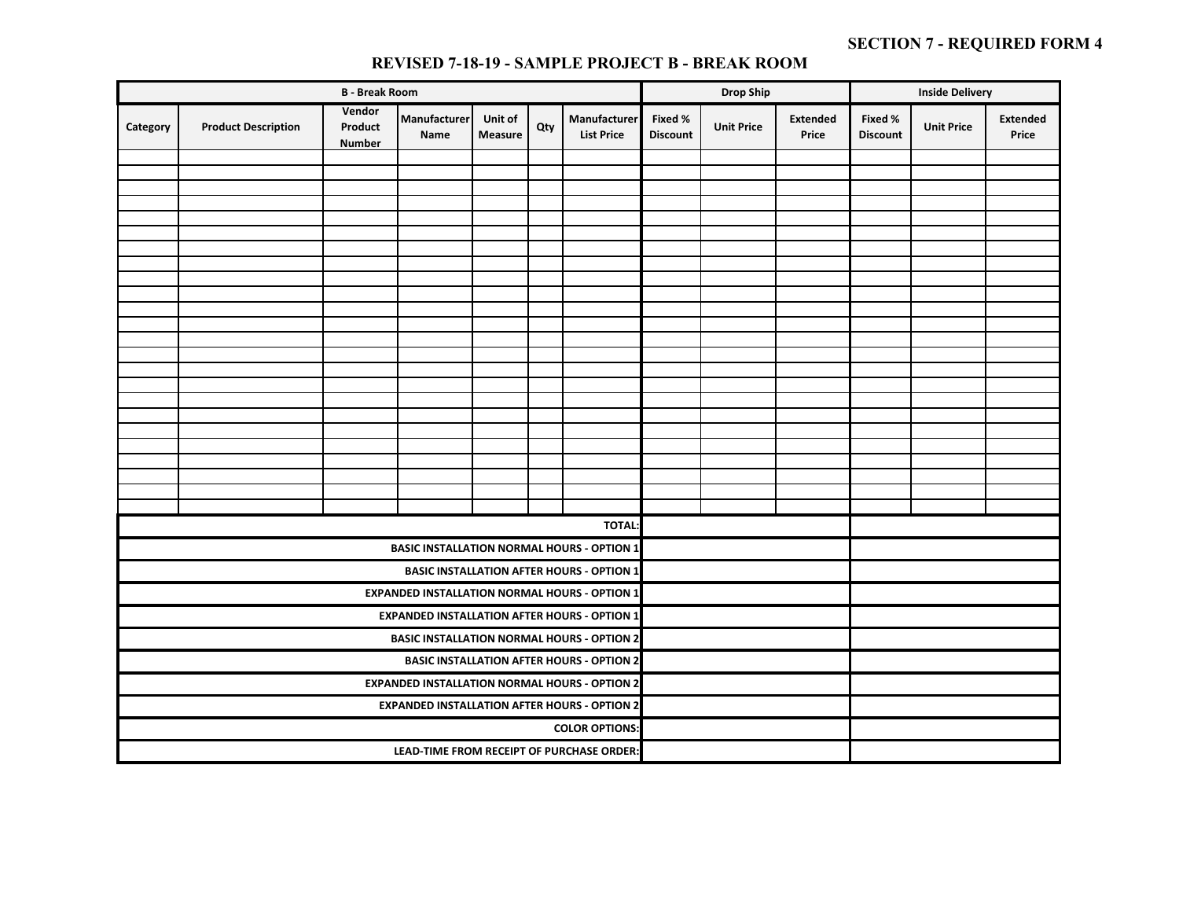**SECTION 7 - REQUIRED FORM 4**

## REVISED 7-18-19 - SAMPLE PROJECT B - BREAK ROOM

| B - Break Room | | | | | | | Drop Ship | | | Inside Delivery | | |
|---|---|---|---|---|---|---|---|---|---|---|---|---|
| Category | Product Description | Vendor Product Number | Manufacturer Name | Unit of Measure | Qty | Manufacturer List Price | Fixed % Discount | Unit Price | Extended Price | Fixed % Discount | Unit Price | Extended Price |
| | | | | | | | | | | | | |
| | | | | | | | | | | | | |
| | | | | | | | | | | | | |
| | | | | | | | | | | | | |
| | | | | | | | | | | | | |
| | | | | | | | | | | | | |
| | | | | | | | | | | | | |
| | | | | | | | | | | | | |
| | | | | | | | | | | | | |
| | | | | | | | | | | | | |
| | | | | | | | | | | | | |
| | | | | | | | | | | | | |
| | | | | | | | | | | | | |
| | | | | | | | | | | | | |
| | | | | | | | | | | | | |
| | | | | | | | | | | | | |
| | | | | | | | | | | | | |
| | | | | | | | | | | | | |
| | | | | | | | | | | | | |
| | | | | | | | | | | | | |
| | | | | | | | | | | | | |
| | | | | | | | | | | | | |
| | | | | | | | | | | | | |
| | | | | | | | | | | | | |
| TOTAL: | | | | | | | | | | | | |
| BASIC INSTALLATION NORMAL HOURS - OPTION 1 | | | | | | | | | | | | |
| BASIC INSTALLATION AFTER HOURS - OPTION 1 | | | | | | | | | | | | |
| EXPANDED INSTALLATION NORMAL HOURS - OPTION 1 | | | | | | | | | | | | |
| EXPANDED INSTALLATION AFTER HOURS - OPTION 1 | | | | | | | | | | | | |
| BASIC INSTALLATION NORMAL HOURS - OPTION 2 | | | | | | | | | | | | |
| BASIC INSTALLATION AFTER HOURS - OPTION 2 | | | | | | | | | | | | |
| EXPANDED INSTALLATION NORMAL HOURS - OPTION 2 | | | | | | | | | | | | |
| EXPANDED INSTALLATION AFTER HOURS - OPTION 2 | | | | | | | | | | | | |
| COLOR OPTIONS: | | | | | | | | | | | | |
| LEAD-TIME FROM RECEIPT OF PURCHASE ORDER: | | | | | | | | | | | | |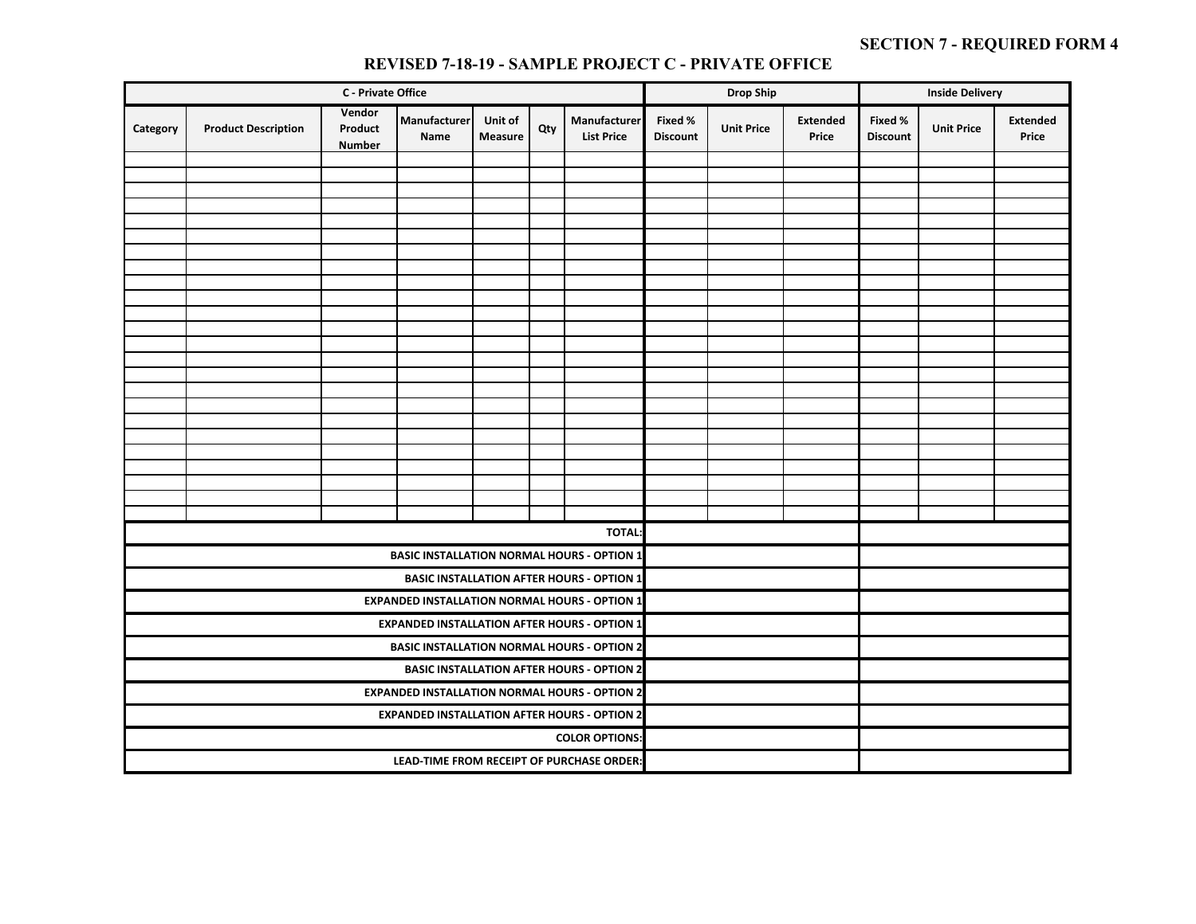SECTION 7 - REQUIRED FORM 4

## REVISED 7-18-19 - SAMPLE PROJECT C - PRIVATE OFFICE

| C - Private Office | | | | | | | Drop Ship | | | Inside Delivery | | |
|---|---|---|---|---|---|---|---|---|---|---|---|---|
| Category | Product Description | Vendor Product Number | Manufacturer Name | Unit of Measure | Qty | Manufacturer List Price | Fixed % Discount | Unit Price | Extended Price | Fixed % Discount | Unit Price | Extended Price |
| | | | | | | | | | | | | |
| | | | | | | | | | | | | |
| | | | | | | | | | | | | |
| | | | | | | | | | | | | |
| | | | | | | | | | | | | |
| | | | | | | | | | | | | |
| | | | | | | | | | | | | |
| | | | | | | | | | | | | |
| | | | | | | | | | | | | |
| | | | | | | | | | | | | |
| | | | | | | | | | | | | |
| | | | | | | | | | | | | |
| | | | | | | | | | | | | |
| | | | | | | | | | | | | |
| | | | | | | | | | | | | |
| | | | | | | | | | | | | |
| | | | | | | | | | | | | |
| | | | | | | | | | | | | |
| | | | | | | | | | | | | |
| | | | | | | | | | | | | |
| | | | | | | | | | | | | |
| | | | | | | | | | | | | |
| | | | | | | | | | | | | |
| | | | | | | | | | | | | |
| TOTAL: | | | | | | | | | | | | |
| BASIC INSTALLATION NORMAL HOURS - OPTION 1 | | | | | | | | | | | | |
| BASIC INSTALLATION AFTER HOURS - OPTION 1 | | | | | | | | | | | | |
| EXPANDED INSTALLATION NORMAL HOURS - OPTION 1 | | | | | | | | | | | | |
| EXPANDED INSTALLATION AFTER HOURS - OPTION 1 | | | | | | | | | | | | |
| BASIC INSTALLATION NORMAL HOURS - OPTION 2 | | | | | | | | | | | | |
| BASIC INSTALLATION AFTER HOURS - OPTION 2 | | | | | | | | | | | | |
| EXPANDED INSTALLATION NORMAL HOURS - OPTION 2 | | | | | | | | | | | | |
| EXPANDED INSTALLATION AFTER HOURS - OPTION 2 | | | | | | | | | | | | |
| COLOR OPTIONS: | | | | | | | | | | | | |
| LEAD-TIME FROM RECEIPT OF PURCHASE ORDER: | | | | | | | | | | | | |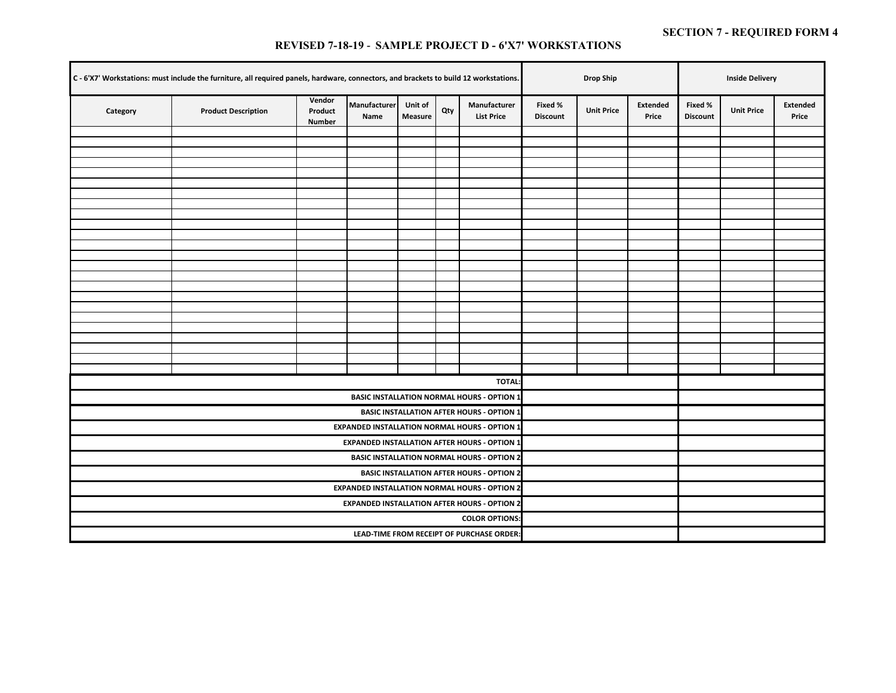SECTION 7 - REQUIRED FORM 4

## REVISED 7-18-19 - SAMPLE PROJECT D - 6'X7' WORKSTATIONS

| C - 6'X7' Workstations: must include the furniture, all required panels, hardware, connectors, and brackets to build 12 workstations. | | | | | | | Drop Ship | | | Inside Delivery | | |
|---|---|---|---|---|---|---|---|---|---|---|---|---|
| Category | Product Description | Vendor Product Number | Manufacturer Name | Unit of Measure | Qty | Manufacturer List Price | Fixed % Discount | Unit Price | Extended Price | Fixed % Discount | Unit Price | Extended Price |
| | | | | | | | | | | | | |
| | | | | | | | | | | | | |
| | | | | | | | | | | | | |
| | | | | | | | | | | | | |
| | | | | | | | | | | | | |
| | | | | | | | | | | | | |
| | | | | | | | | | | | | |
| | | | | | | | | | | | | |
| | | | | | | | | | | | | |
| | | | | | | | | | | | | |
| | | | | | | | | | | | | |
| | | | | | | | | | | | | |
| | | | | | | | | | | | | |
| | | | | | | | | | | | | |
| | | | | | | | | | | | | |
| | | | | | | | | | | | | |
| | | | | | | | | | | | | |
| | | | | | | | | | | | | |
| | | | | | | | | | | | | |
| | | | | | | | | | | | | |
| | | | | | | | | | | | | |
| | | | | | | | | | | | | |
| | | | | | | | | | | | | |
| | | | | | | | | | | | | |
| | | | | | | TOTAL: | | | | | | |
| | | | | | | BASIC INSTALLATION NORMAL HOURS - OPTION 1 | | | | | | |
| | | | | | | BASIC INSTALLATION AFTER HOURS - OPTION 1 | | | | | | |
| | | | | | | EXPANDED INSTALLATION NORMAL HOURS - OPTION 1 | | | | | | |
| | | | | | | EXPANDED INSTALLATION AFTER HOURS - OPTION 1 | | | | | | |
| | | | | | | BASIC INSTALLATION NORMAL HOURS - OPTION 2 | | | | | | |
| | | | | | | BASIC INSTALLATION AFTER HOURS - OPTION 2 | | | | | | |
| | | | | | | EXPANDED INSTALLATION NORMAL HOURS - OPTION 2 | | | | | | |
| | | | | | | EXPANDED INSTALLATION AFTER HOURS - OPTION 2 | | | | | | |
| | | | | | | COLOR OPTIONS: | | | | | | |
| | | | | | | LEAD-TIME FROM RECEIPT OF PURCHASE ORDER: | | | | | | |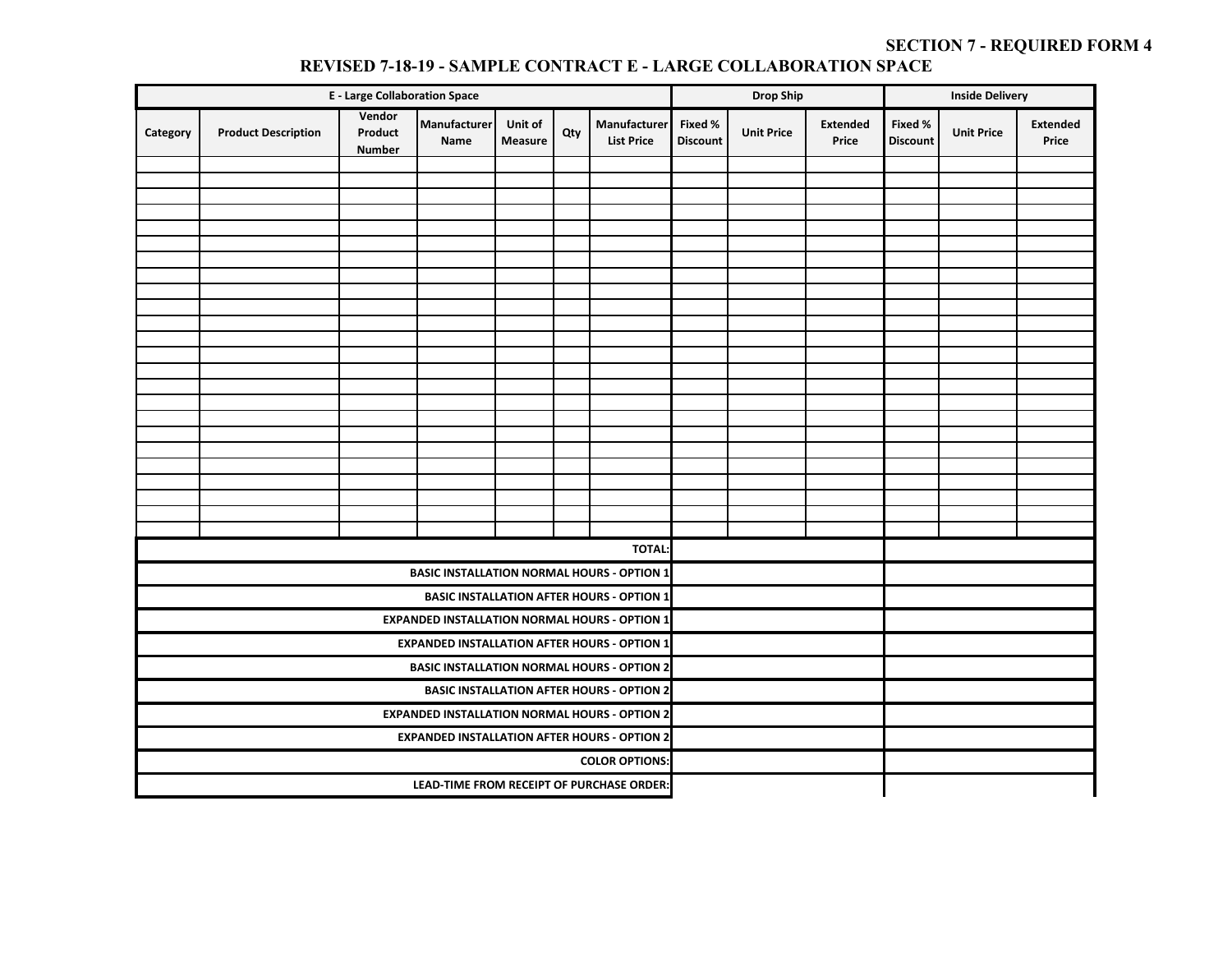SECTION 7 - REQUIRED FORM 4

## REVISED 7-18-19 - SAMPLE CONTRACT E - LARGE COLLABORATION SPACE

| E - Large Collaboration Space | | | | | | | Drop Ship | | | Inside Delivery | | |
|---|---|---|---|---|---|---|---|---|---|---|---|---|
| Category | Product Description | Vendor Product Number | Manufacturer Name | Unit of Measure | Qty | Manufacturer List Price | Fixed % Discount | Unit Price | Extended Price | Fixed % Discount | Unit Price | Extended Price |
| | | | | | | | | | | | | |
| | | | | | | | | | | | | |
| | | | | | | | | | | | | |
| | | | | | | | | | | | | |
| | | | | | | | | | | | | |
| | | | | | | | | | | | | |
| | | | | | | | | | | | | |
| | | | | | | | | | | | | |
| | | | | | | | | | | | | |
| | | | | | | | | | | | | |
| | | | | | | | | | | | | |
| | | | | | | | | | | | | |
| | | | | | | | | | | | | |
| | | | | | | | | | | | | |
| | | | | | | | | | | | | |
| | | | | | | | | | | | | |
| | | | | | | | | | | | | |
| | | | | | | | | | | | | |
| | | | | | | | | | | | | |
| | | | | | | | | | | | | |
| | | | | | | | | | | | | |
| | | | | | | | | | | | | |
| | | | | | | | | | | | | |
| | | | | | | | | | | | | |
| TOTAL: | | | | | | | | | | | | |
| BASIC INSTALLATION NORMAL HOURS - OPTION 1 | | | | | | | | | | | | |
| BASIC INSTALLATION AFTER HOURS - OPTION 1 | | | | | | | | | | | | |
| EXPANDED INSTALLATION NORMAL HOURS - OPTION 1 | | | | | | | | | | | | |
| EXPANDED INSTALLATION AFTER HOURS - OPTION 1 | | | | | | | | | | | | |
| BASIC INSTALLATION NORMAL HOURS - OPTION 2 | | | | | | | | | | | | |
| BASIC INSTALLATION AFTER HOURS - OPTION 2 | | | | | | | | | | | | |
| EXPANDED INSTALLATION NORMAL HOURS - OPTION 2 | | | | | | | | | | | | |
| EXPANDED INSTALLATION AFTER HOURS - OPTION 2 | | | | | | | | | | | | |
| COLOR OPTIONS: | | | | | | | | | | | | |
| LEAD-TIME FROM RECEIPT OF PURCHASE ORDER: | | | | | | | | | | | | |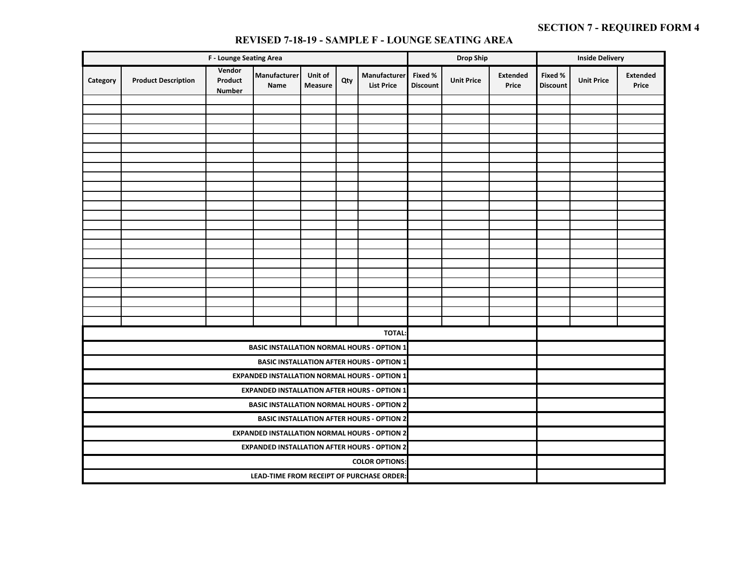**SECTION 7 - REQUIRED FORM 4**

# REVISED 7-18-19 - SAMPLE F - LOUNGE SEATING AREA

| F - Lounge Seating Area | | | | | | | Drop Ship | | | Inside Delivery | | |
|---|---|---|---|---|---|---|---|---|---|---|---|---|
| Category | Product Description | Vendor Product Number | Manufacturer Name | Unit of Measure | Qty | Manufacturer List Price | Fixed % Discount | Unit Price | Extended Price | Fixed % Discount | Unit Price | Extended Price |
| | | | | | | | | | | | | |
| | | | | | | | | | | | | |
| | | | | | | | | | | | | |
| | | | | | | | | | | | | |
| | | | | | | | | | | | | |
| | | | | | | | | | | | | |
| | | | | | | | | | | | | |
| | | | | | | | | | | | | |
| | | | | | | | | | | | | |
| | | | | | | | | | | | | |
| | | | | | | | | | | | | |
| | | | | | | | | | | | | |
| | | | | | | | | | | | | |
| | | | | | | | | | | | | |
| | | | | | | | | | | | | |
| | | | | | | | | | | | | |
| | | | | | | | | | | | | |
| | | | | | | | | | | | | |
| | | | | | | | | | | | | |
| | | | | | | | | | | | | |
| | | | | | | | | | | | | |
| | | | | | | | | | | | | |
| | | | | | | | | | | | | |
| | | | | | | | | | | | | |
| TOTAL: | | | | | | | | | | | | |
| BASIC INSTALLATION NORMAL HOURS - OPTION 1 | | | | | | | | | | | | |
| BASIC INSTALLATION AFTER HOURS - OPTION 1 | | | | | | | | | | | | |
| EXPANDED INSTALLATION NORMAL HOURS - OPTION 1 | | | | | | | | | | | | |
| EXPANDED INSTALLATION AFTER HOURS - OPTION 1 | | | | | | | | | | | | |
| BASIC INSTALLATION NORMAL HOURS - OPTION 2 | | | | | | | | | | | | |
| BASIC INSTALLATION AFTER HOURS - OPTION 2 | | | | | | | | | | | | |
| EXPANDED INSTALLATION NORMAL HOURS - OPTION 2 | | | | | | | | | | | | |
| EXPANDED INSTALLATION AFTER HOURS - OPTION 2 | | | | | | | | | | | | |
| COLOR OPTIONS: | | | | | | | | | | | | |
| LEAD-TIME FROM RECEIPT OF PURCHASE ORDER: | | | | | | | | | | | | |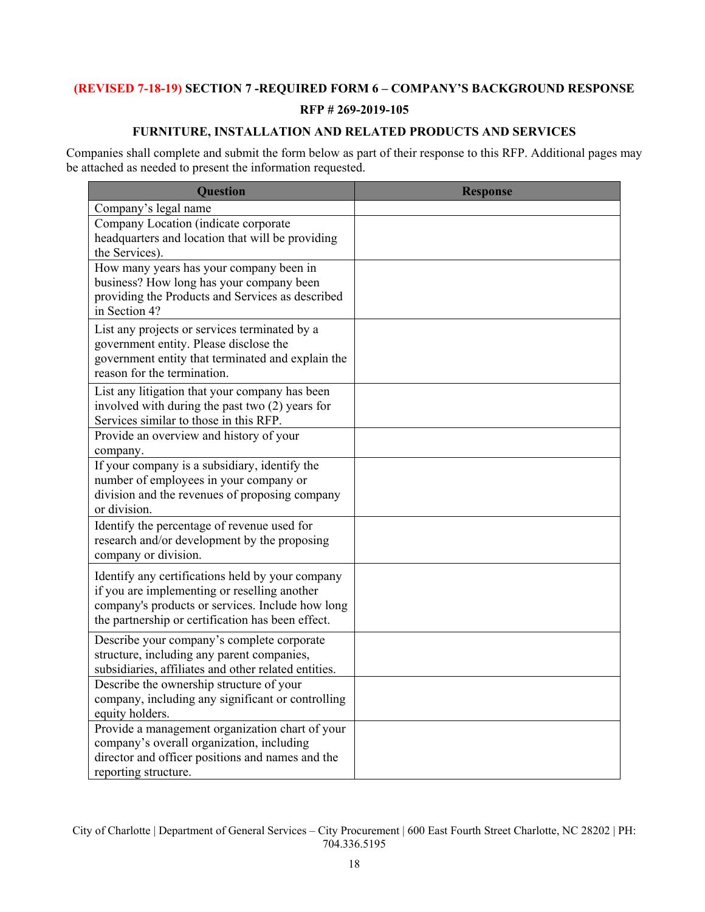**(REVISED 7-18-19) SECTION 7 -REQUIRED FORM 6 – COMPANY'S BACKGROUND RESPONSE**

**RFP # 269-2019-105**

**FURNITURE, INSTALLATION AND RELATED PRODUCTS AND SERVICES**

Companies shall complete and submit the form below as part of their response to this RFP. Additional pages may be attached as needed to present the information requested.

| Question | Response |
|---|---|
| Company's legal name | |
| Company Location (indicate corporate headquarters and location that will be providing the Services). | |
| How many years has your company been in business? How long has your company been providing the Products and Services as described in Section 4? | |
| List any projects or services terminated by a government entity. Please disclose the government entity that terminated and explain the reason for the termination. | |
| List any litigation that your company has been involved with during the past two (2) years for Services similar to those in this RFP. | |
| Provide an overview and history of your company. | |
| If your company is a subsidiary, identify the number of employees in your company or division and the revenues of proposing company or division. | |
| Identify the percentage of revenue used for research and/or development by the proposing company or division. | |
| Identify any certifications held by your company if you are implementing or reselling another company's products or services. Include how long the partnership or certification has been effect. | |
| Describe your company's complete corporate structure, including any parent companies, subsidiaries, affiliates and other related entities. | |
| Describe the ownership structure of your company, including any significant or controlling equity holders. | |
| Provide a management organization chart of your company's overall organization, including director and officer positions and names and the reporting structure. | |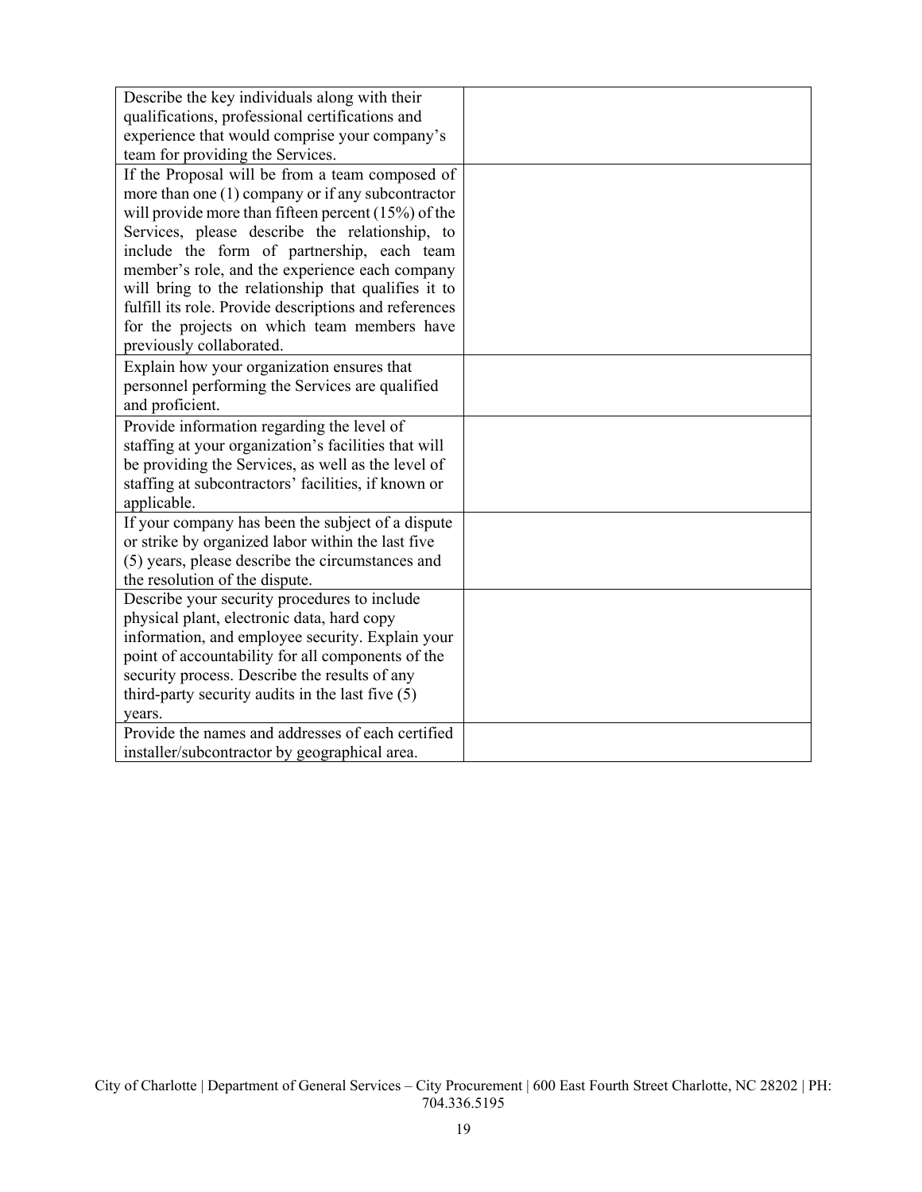| | |
|---|---|
| Describe the key individuals along with their qualifications, professional certifications and experience that would comprise your company's team for providing the Services. | |
| If the Proposal will be from a team composed of more than one (1) company or if any subcontractor will provide more than fifteen percent (15%) of the Services, please describe the relationship, to include the form of partnership, each team member's role, and the experience each company will bring to the relationship that qualifies it to fulfill its role. Provide descriptions and references for the projects on which team members have previously collaborated. | |
| Explain how your organization ensures that personnel performing the Services are qualified and proficient. | |
| Provide information regarding the level of staffing at your organization's facilities that will be providing the Services, as well as the level of staffing at subcontractors' facilities, if known or applicable. | |
| If your company has been the subject of a dispute or strike by organized labor within the last five (5) years, please describe the circumstances and the resolution of the dispute. | |
| Describe your security procedures to include physical plant, electronic data, hard copy information, and employee security. Explain your point of accountability for all components of the security process. Describe the results of any third-party security audits in the last five (5) years. | |
| Provide the names and addresses of each certified installer/subcontractor by geographical area. | |